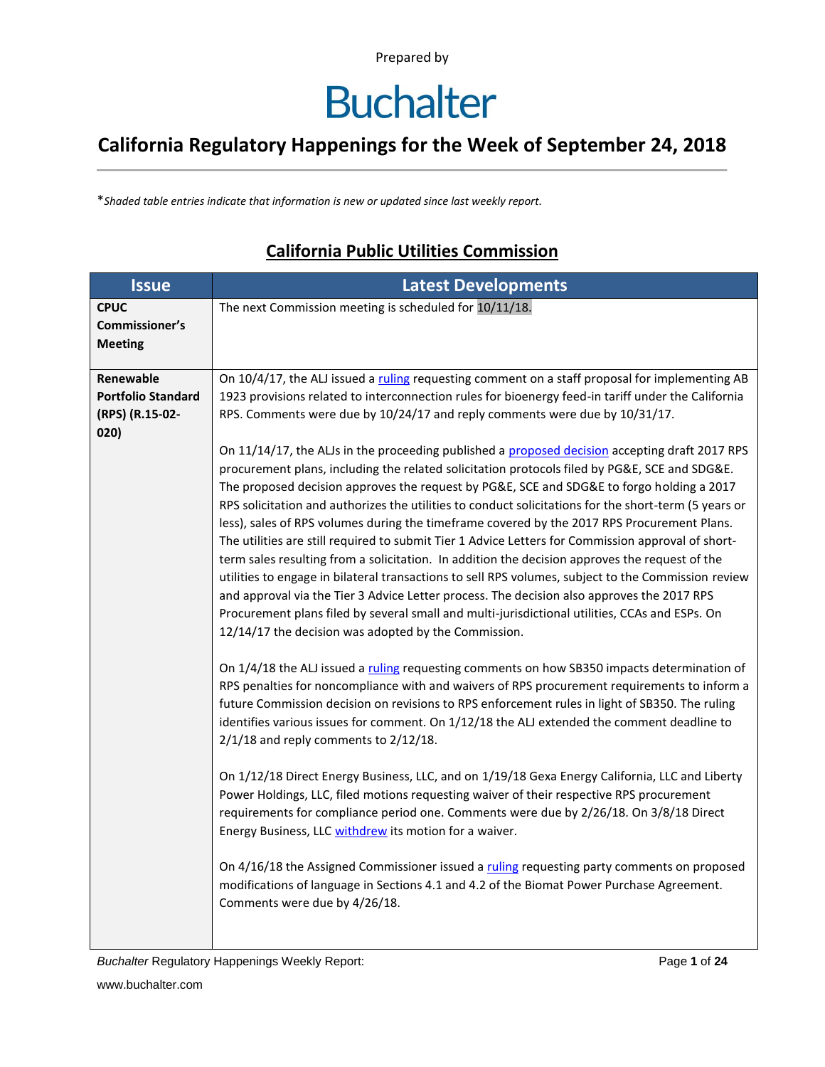Prepared by

# Buchalter

## California Regulatory Happenings for the Week of September 24, 2018

*\*Shaded table entries indicate that information is new or updated since last weekly report.*

## California Public Utilities Commission

| Issue | Latest Developments |
|---|---|
| **CPUC Commissioner's Meeting** | The next Commission meeting is scheduled for 10/11/18. |
| **Renewable Portfolio Standard (RPS) (R.15-02-020)** | On 10/4/17, the ALJ issued a ruling requesting comment on a staff proposal for implementing AB 1923 provisions related to interconnection rules for bioenergy feed-in tariff under the California RPS. Comments were due by 10/24/17 and reply comments were due by 10/31/17.<br><br>On 11/14/17, the ALJs in the proceeding published a proposed decision accepting draft 2017 RPS procurement plans, including the related solicitation protocols filed by PG&E, SCE and SDG&E. The proposed decision approves the request by PG&E, SCE and SDG&E to forgo holding a 2017 RPS solicitation and authorizes the utilities to conduct solicitations for the short-term (5 years or less), sales of RPS volumes during the timeframe covered by the 2017 RPS Procurement Plans. The utilities are still required to submit Tier 1 Advice Letters for Commission approval of short-term sales resulting from a solicitation. In addition the decision approves the request of the utilities to engage in bilateral transactions to sell RPS volumes, subject to the Commission review and approval via the Tier 3 Advice Letter process. The decision also approves the 2017 RPS Procurement plans filed by several small and multi-jurisdictional utilities, CCAs and ESPs. On 12/14/17 the decision was adopted by the Commission.<br><br>On 1/4/18 the ALJ issued a ruling requesting comments on how SB350 impacts determination of RPS penalties for noncompliance with and waivers of RPS procurement requirements to inform a future Commission decision on revisions to RPS enforcement rules in light of SB350. The ruling identifies various issues for comment. On 1/12/18 the ALJ extended the comment deadline to 2/1/18 and reply comments to 2/12/18.<br><br>On 1/12/18 Direct Energy Business, LLC, and on 1/19/18 Gexa Energy California, LLC and Liberty Power Holdings, LLC, filed motions requesting waiver of their respective RPS procurement requirements for compliance period one. Comments were due by 2/26/18. On 3/8/18 Direct Energy Business, LLC withdrew its motion for a waiver.<br><br>On 4/16/18 the Assigned Commissioner issued a ruling requesting party comments on proposed modifications of language in Sections 4.1 and 4.2 of the Biomat Power Purchase Agreement. Comments were due by 4/26/18. |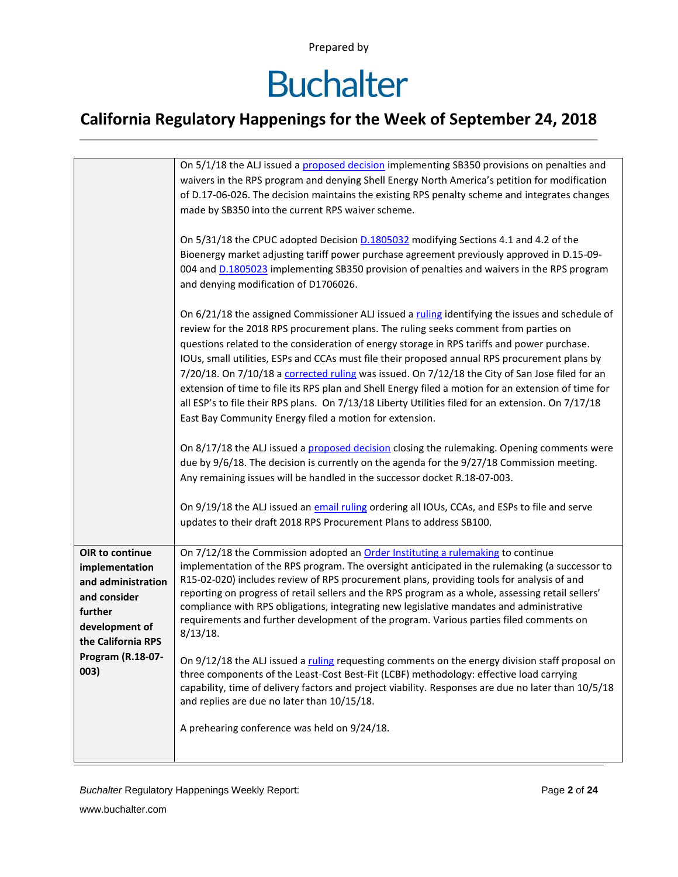Prepared by

# Buchalter

## California Regulatory Happenings for the Week of September 24, 2018

| | |
|---|---|
| | On 5/1/18 the ALJ issued a proposed decision implementing SB350 provisions on penalties and waivers in the RPS program and denying Shell Energy North America's petition for modification of D.17-06-026. The decision maintains the existing RPS penalty scheme and integrates changes made by SB350 into the current RPS waiver scheme.<br><br>On 5/31/18 the CPUC adopted Decision D.1805032 modifying Sections 4.1 and 4.2 of the Bioenergy market adjusting tariff power purchase agreement previously approved in D.15-09-004 and D.1805023 implementing SB350 provision of penalties and waivers in the RPS program and denying modification of D1706026.<br><br>On 6/21/18 the assigned Commissioner ALJ issued a ruling identifying the issues and schedule of review for the 2018 RPS procurement plans. The ruling seeks comment from parties on questions related to the consideration of energy storage in RPS tariffs and power purchase. IOUs, small utilities, ESPs and CCAs must file their proposed annual RPS procurement plans by 7/20/18. On 7/10/18 a corrected ruling was issued. On 7/12/18 the City of San Jose filed for an extension of time to file its RPS plan and Shell Energy filed a motion for an extension of time for all ESP's to file their RPS plans. On 7/13/18 Liberty Utilities filed for an extension. On 7/17/18 East Bay Community Energy filed a motion for extension.<br><br>On 8/17/18 the ALJ issued a proposed decision closing the rulemaking. Opening comments were due by 9/6/18. The decision is currently on the agenda for the 9/27/18 Commission meeting. Any remaining issues will be handled in the successor docket R.18-07-003.<br><br>On 9/19/18 the ALJ issued an email ruling ordering all IOUs, CCAs, and ESPs to file and serve updates to their draft 2018 RPS Procurement Plans to address SB100. |
| **OIR to continue implementation and administration and consider further development of the California RPS Program (R.18-07-003)** | On 7/12/18 the Commission adopted an Order Instituting a rulemaking to continue implementation of the RPS program. The oversight anticipated in the rulemaking (a successor to R15-02-020) includes review of RPS procurement plans, providing tools for analysis of and reporting on progress of retail sellers and the RPS program as a whole, assessing retail sellers' compliance with RPS obligations, integrating new legislative mandates and administrative requirements and further development of the program. Various parties filed comments on 8/13/18.<br><br>On 9/12/18 the ALJ issued a ruling requesting comments on the energy division staff proposal on three components of the Least-Cost Best-Fit (LCBF) methodology: effective load carrying capability, time of delivery factors and project viability. Responses are due no later than 10/5/18 and replies are due no later than 10/15/18.<br><br>A prehearing conference was held on 9/24/18. |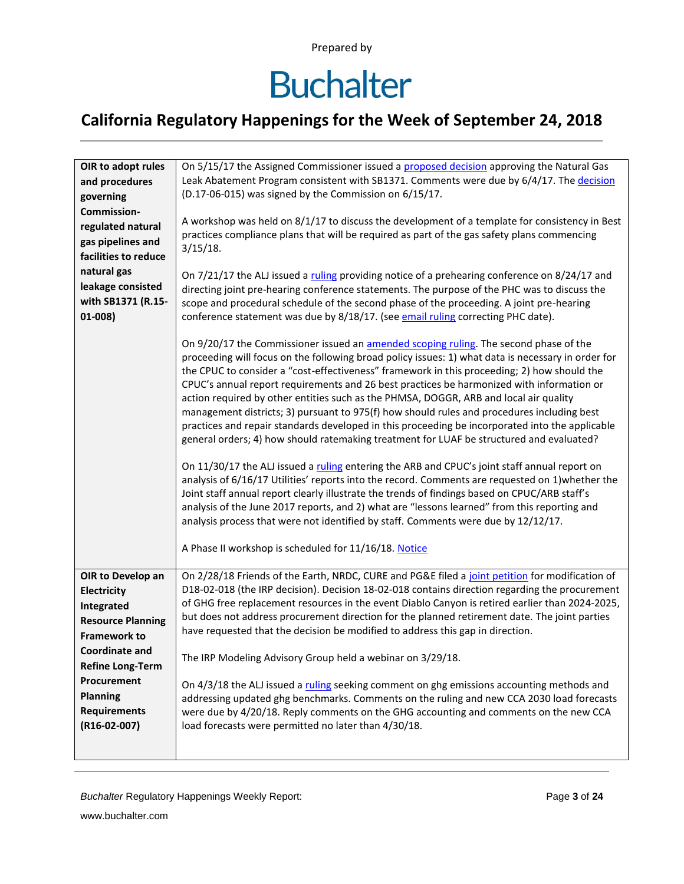Prepared by

# Buchalter

## California Regulatory Happenings for the Week of September 24, 2018

| | |
|---|---|
| **OIR to adopt rules and procedures governing Commission-regulated natural gas pipelines and facilities to reduce natural gas leakage consisted with SB1371 (R.15-01-008)** | On 5/15/17 the Assigned Commissioner issued a proposed decision approving the Natural Gas Leak Abatement Program consistent with SB1371. Comments were due by 6/4/17. The decision (D.17-06-015) was signed by the Commission on 6/15/17.<br><br>A workshop was held on 8/1/17 to discuss the development of a template for consistency in Best practices compliance plans that will be required as part of the gas safety plans commencing 3/15/18.<br><br>On 7/21/17 the ALJ issued a ruling providing notice of a prehearing conference on 8/24/17 and directing joint pre-hearing conference statements. The purpose of the PHC was to discuss the scope and procedural schedule of the second phase of the proceeding. A joint pre-hearing conference statement was due by 8/18/17. (see email ruling correcting PHC date).<br><br>On 9/20/17 the Commissioner issued an amended scoping ruling. The second phase of the proceeding will focus on the following broad policy issues: 1) what data is necessary in order for the CPUC to consider a "cost-effectiveness" framework in this proceeding; 2) how should the CPUC's annual report requirements and 26 best practices be harmonized with information or action required by other entities such as the PHMSA, DOGGR, ARB and local air quality management districts; 3) pursuant to 975(f) how should rules and procedures including best practices and repair standards developed in this proceeding be incorporated into the applicable general orders; 4) how should ratemaking treatment for LUAF be structured and evaluated?<br><br>On 11/30/17 the ALJ issued a ruling entering the ARB and CPUC's joint staff annual report on analysis of 6/16/17 Utilities' reports into the record. Comments are requested on 1)whether the Joint staff annual report clearly illustrate the trends of findings based on CPUC/ARB staff's analysis of the June 2017 reports, and 2) what are "lessons learned" from this reporting and analysis process that were not identified by staff. Comments were due by 12/12/17.<br><br>A Phase II workshop is scheduled for 11/16/18. Notice |
| **OIR to Develop an Electricity Integrated Resource Planning Framework to Coordinate and Refine Long-Term Procurement Planning Requirements (R16-02-007)** | On 2/28/18 Friends of the Earth, NRDC, CURE and PG&E filed a joint petition for modification of D18-02-018 (the IRP decision). Decision 18-02-018 contains direction regarding the procurement of GHG free replacement resources in the event Diablo Canyon is retired earlier than 2024-2025, but does not address procurement direction for the planned retirement date. The joint parties have requested that the decision be modified to address this gap in direction.<br><br>The IRP Modeling Advisory Group held a webinar on 3/29/18.<br><br>On 4/3/18 the ALJ issued a ruling seeking comment on ghg emissions accounting methods and addressing updated ghg benchmarks. Comments on the ruling and new CCA 2030 load forecasts were due by 4/20/18. Reply comments on the GHG accounting and comments on the new CCA load forecasts were permitted no later than 4/30/18. |

*Buchalter* Regulatory Happenings Weekly Report:

www.buchalter.com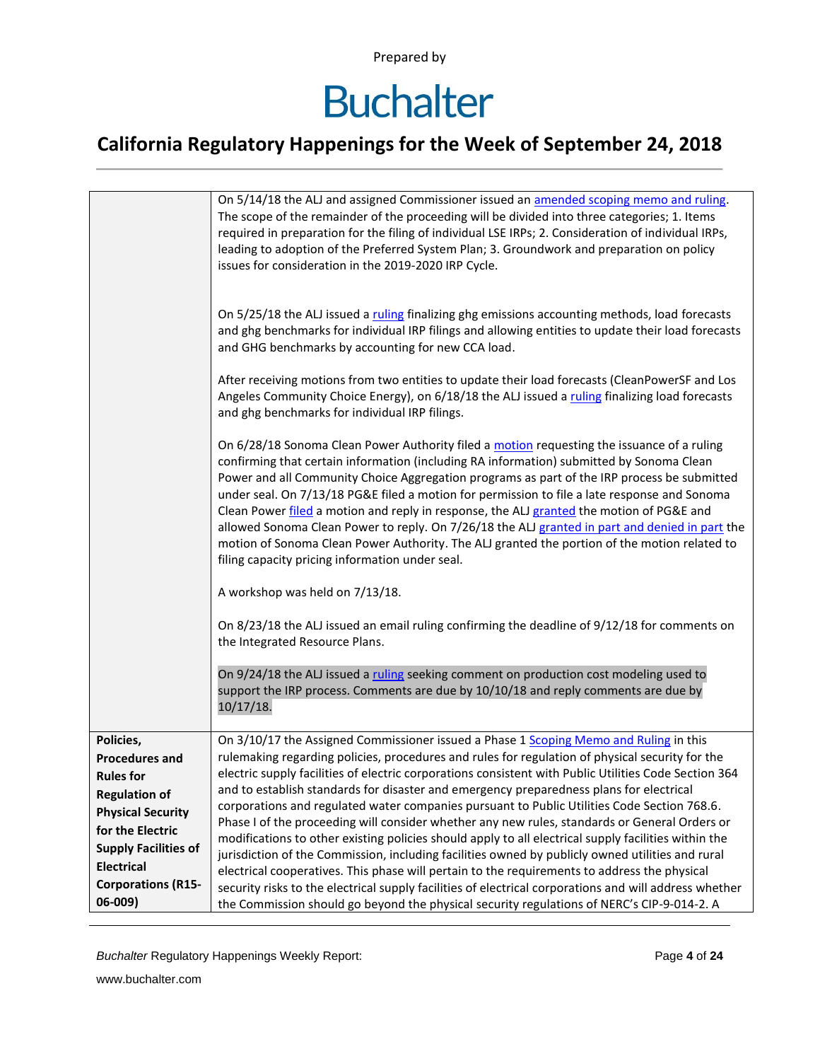| | |
|---|---|
| | On 5/14/18 the ALJ and assigned Commissioner issued an amended scoping memo and ruling. The scope of the remainder of the proceeding will be divided into three categories; 1. Items required in preparation for the filing of individual LSE IRPs; 2. Consideration of individual IRPs, leading to adoption of the Preferred System Plan; 3. Groundwork and preparation on policy issues for consideration in the 2019-2020 IRP Cycle.<br><br>On 5/25/18 the ALJ issued a ruling finalizing ghg emissions accounting methods, load forecasts and ghg benchmarks for individual IRP filings and allowing entities to update their load forecasts and GHG benchmarks by accounting for new CCA load.<br><br>After receiving motions from two entities to update their load forecasts (CleanPowerSF and Los Angeles Community Choice Energy), on 6/18/18 the ALJ issued a ruling finalizing load forecasts and ghg benchmarks for individual IRP filings.<br><br>On 6/28/18 Sonoma Clean Power Authority filed a motion requesting the issuance of a ruling confirming that certain information (including RA information) submitted by Sonoma Clean Power and all Community Choice Aggregation programs as part of the IRP process be submitted under seal. On 7/13/18 PG&E filed a motion for permission to file a late response and Sonoma Clean Power filed a motion and reply in response, the ALJ granted the motion of PG&E and allowed Sonoma Clean Power to reply. On 7/26/18 the ALJ granted in part and denied in part the motion of Sonoma Clean Power Authority. The ALJ granted the portion of the motion related to filing capacity pricing information under seal.<br><br>A workshop was held on 7/13/18.<br><br>On 8/23/18 the ALJ issued an email ruling confirming the deadline of 9/12/18 for comments on the Integrated Resource Plans.<br><br>On 9/24/18 the ALJ issued a ruling seeking comment on production cost modeling used to support the IRP process. Comments are due by 10/10/18 and reply comments are due by 10/17/18. |
| **Policies, Procedures and Rules for Regulation of Physical Security for the Electric Supply Facilities of Electrical Corporations (R15-06-009)** | On 3/10/17 the Assigned Commissioner issued a Phase 1 Scoping Memo and Ruling in this rulemaking regarding policies, procedures and rules for regulation of physical security for the electric supply facilities of electric corporations consistent with Public Utilities Code Section 364 and to establish standards for disaster and emergency preparedness plans for electrical corporations and regulated water companies pursuant to Public Utilities Code Section 768.6. Phase I of the proceeding will consider whether any new rules, standards or General Orders or modifications to other existing policies should apply to all electrical supply facilities within the jurisdiction of the Commission, including facilities owned by publicly owned utilities and rural electrical cooperatives. This phase will pertain to the requirements to address the physical security risks to the electrical supply facilities of electrical corporations and will address whether the Commission should go beyond the physical security regulations of NERC's CIP-9-014-2. A |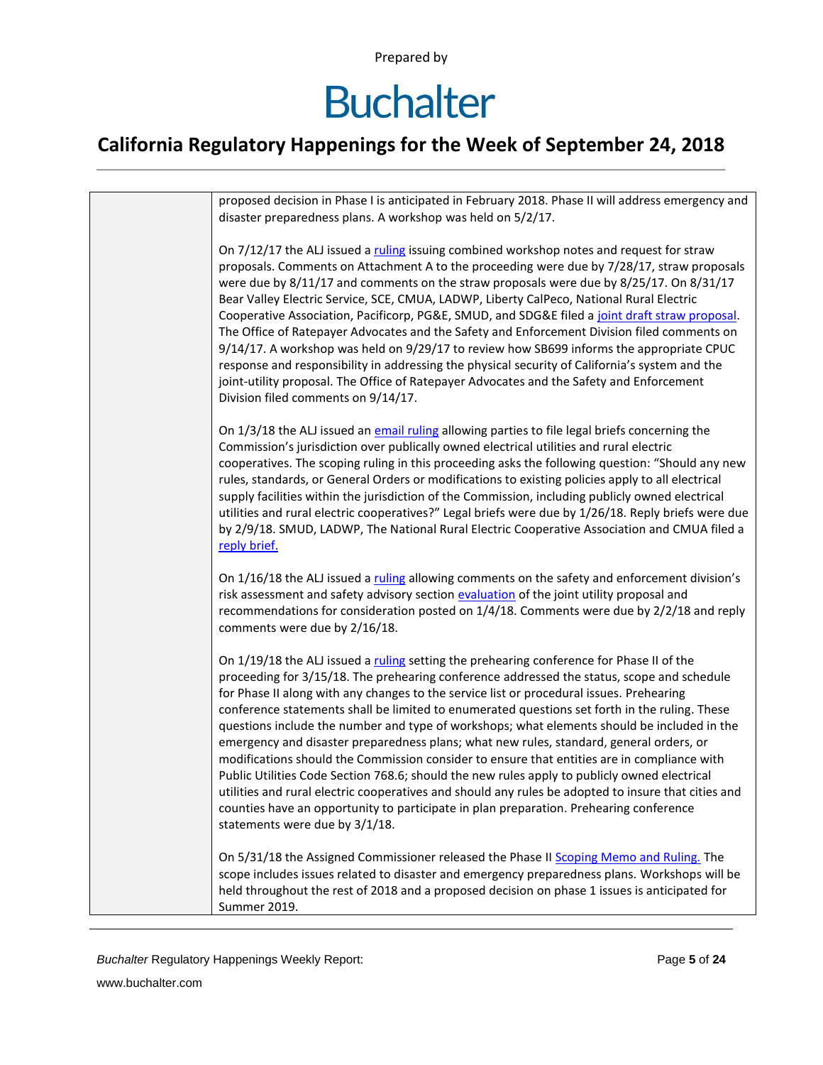| | |
|---|---|
| | proposed decision in Phase I is anticipated in February 2018. Phase II will address emergency and disaster preparedness plans. A workshop was held on 5/2/17.<br><br>On 7/12/17 the ALJ issued a ruling issuing combined workshop notes and request for straw proposals. Comments on Attachment A to the proceeding were due by 7/28/17, straw proposals were due by 8/11/17 and comments on the straw proposals were due by 8/25/17. On 8/31/17 Bear Valley Electric Service, SCE, CMUA, LADWP, Liberty CalPeco, National Rural Electric Cooperative Association, Pacificorp, PG&E, SMUD, and SDG&E filed a joint draft straw proposal. The Office of Ratepayer Advocates and the Safety and Enforcement Division filed comments on 9/14/17. A workshop was held on 9/29/17 to review how SB699 informs the appropriate CPUC response and responsibility in addressing the physical security of California's system and the joint-utility proposal. The Office of Ratepayer Advocates and the Safety and Enforcement Division filed comments on 9/14/17.<br><br>On 1/3/18 the ALJ issued an email ruling allowing parties to file legal briefs concerning the Commission's jurisdiction over publically owned electrical utilities and rural electric cooperatives. The scoping ruling in this proceeding asks the following question: "Should any new rules, standards, or General Orders or modifications to existing policies apply to all electrical supply facilities within the jurisdiction of the Commission, including publicly owned electrical utilities and rural electric cooperatives?" Legal briefs were due by 1/26/18. Reply briefs were due by 2/9/18. SMUD, LADWP, The National Rural Electric Cooperative Association and CMUA filed a reply brief.<br><br>On 1/16/18 the ALJ issued a ruling allowing comments on the safety and enforcement division's risk assessment and safety advisory section evaluation of the joint utility proposal and recommendations for consideration posted on 1/4/18. Comments were due by 2/2/18 and reply comments were due by 2/16/18.<br><br>On 1/19/18 the ALJ issued a ruling setting the prehearing conference for Phase II of the proceeding for 3/15/18. The prehearing conference addressed the status, scope and schedule for Phase II along with any changes to the service list or procedural issues. Prehearing conference statements shall be limited to enumerated questions set forth in the ruling. These questions include the number and type of workshops; what elements should be included in the emergency and disaster preparedness plans; what new rules, standard, general orders, or modifications should the Commission consider to ensure that entities are in compliance with Public Utilities Code Section 768.6; should the new rules apply to publicly owned electrical utilities and rural electric cooperatives and should any rules be adopted to insure that cities and counties have an opportunity to participate in plan preparation. Prehearing conference statements were due by 3/1/18.<br><br>On 5/31/18 the Assigned Commissioner released the Phase II Scoping Memo and Ruling. The scope includes issues related to disaster and emergency preparedness plans. Workshops will be held throughout the rest of 2018 and a proposed decision on phase 1 issues is anticipated for Summer 2019. |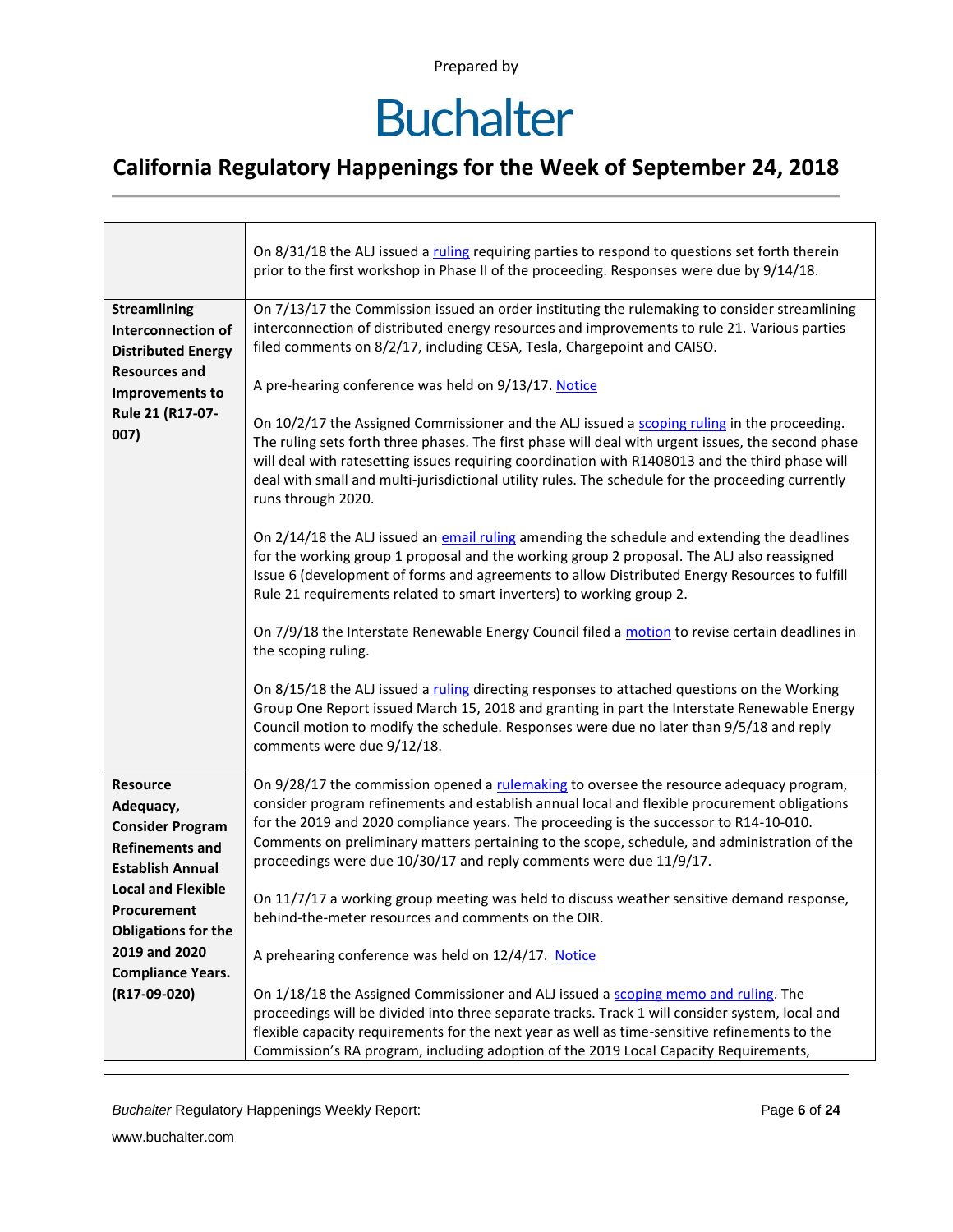| | |
|---|---|
| | On 8/31/18 the ALJ issued a ruling requiring parties to respond to questions set forth therein prior to the first workshop in Phase II of the proceeding. Responses were due by 9/14/18. |
| **Streamlining Interconnection of Distributed Energy Resources and Improvements to Rule 21 (R17-07-007)** | On 7/13/17 the Commission issued an order instituting the rulemaking to consider streamlining interconnection of distributed energy resources and improvements to rule 21. Various parties filed comments on 8/2/17, including CESA, Tesla, Chargepoint and CAISO.<br><br>A pre-hearing conference was held on 9/13/17. Notice<br><br>On 10/2/17 the Assigned Commissioner and the ALJ issued a scoping ruling in the proceeding. The ruling sets forth three phases. The first phase will deal with urgent issues, the second phase will deal with ratesetting issues requiring coordination with R1408013 and the third phase will deal with small and multi-jurisdictional utility rules. The schedule for the proceeding currently runs through 2020.<br><br>On 2/14/18 the ALJ issued an email ruling amending the schedule and extending the deadlines for the working group 1 proposal and the working group 2 proposal. The ALJ also reassigned Issue 6 (development of forms and agreements to allow Distributed Energy Resources to fulfill Rule 21 requirements related to smart inverters) to working group 2.<br><br>On 7/9/18 the Interstate Renewable Energy Council filed a motion to revise certain deadlines in the scoping ruling.<br><br>On 8/15/18 the ALJ issued a ruling directing responses to attached questions on the Working Group One Report issued March 15, 2018 and granting in part the Interstate Renewable Energy Council motion to modify the schedule. Responses were due no later than 9/5/18 and reply comments were due 9/12/18. |
| **Resource Adequacy, Consider Program Refinements and Establish Annual Local and Flexible Procurement Obligations for the 2019 and 2020 Compliance Years. (R17-09-020)** | On 9/28/17 the commission opened a rulemaking to oversee the resource adequacy program, consider program refinements and establish annual local and flexible procurement obligations for the 2019 and 2020 compliance years. The proceeding is the successor to R14-10-010. Comments on preliminary matters pertaining to the scope, schedule, and administration of the proceedings were due 10/30/17 and reply comments were due 11/9/17.<br><br>On 11/7/17 a working group meeting was held to discuss weather sensitive demand response, behind-the-meter resources and comments on the OIR.<br><br>A prehearing conference was held on 12/4/17. Notice<br><br>On 1/18/18 the Assigned Commissioner and ALJ issued a scoping memo and ruling. The proceedings will be divided into three separate tracks. Track 1 will consider system, local and flexible capacity requirements for the next year as well as time-sensitive refinements to the Commission's RA program, including adoption of the 2019 Local Capacity Requirements, |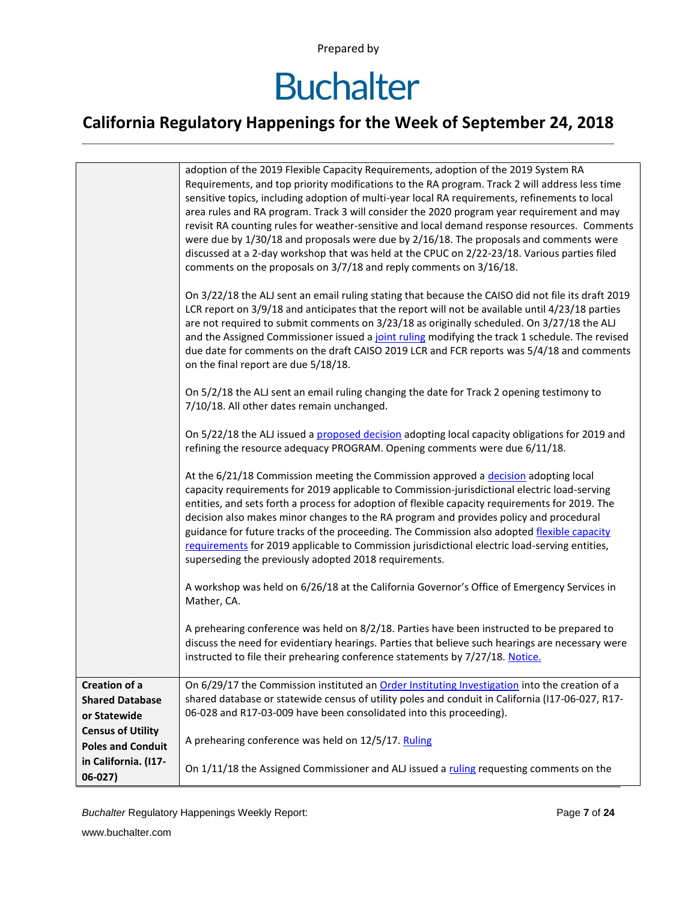| | |
|---|---|
| | adoption of the 2019 Flexible Capacity Requirements, adoption of the 2019 System RA Requirements, and top priority modifications to the RA program. Track 2 will address less time sensitive topics, including adoption of multi-year local RA requirements, refinements to local area rules and RA program. Track 3 will consider the 2020 program year requirement and may revisit RA counting rules for weather-sensitive and local demand response resources. Comments were due by 1/30/18 and proposals were due by 2/16/18. The proposals and comments were discussed at a 2-day workshop that was held at the CPUC on 2/22-23/18. Various parties filed comments on the proposals on 3/7/18 and reply comments on 3/16/18.<br><br>On 3/22/18 the ALJ sent an email ruling stating that because the CAISO did not file its draft 2019 LCR report on 3/9/18 and anticipates that the report will not be available until 4/23/18 parties are not required to submit comments on 3/23/18 as originally scheduled. On 3/27/18 the ALJ and the Assigned Commissioner issued a joint ruling modifying the track 1 schedule. The revised due date for comments on the draft CAISO 2019 LCR and FCR reports was 5/4/18 and comments on the final report are due 5/18/18.<br><br>On 5/2/18 the ALJ sent an email ruling changing the date for Track 2 opening testimony to 7/10/18. All other dates remain unchanged.<br><br>On 5/22/18 the ALJ issued a proposed decision adopting local capacity obligations for 2019 and refining the resource adequacy PROGRAM. Opening comments were due 6/11/18.<br><br>At the 6/21/18 Commission meeting the Commission approved a decision adopting local capacity requirements for 2019 applicable to Commission-jurisdictional electric load-serving entities, and sets forth a process for adoption of flexible capacity requirements for 2019. The decision also makes minor changes to the RA program and provides policy and procedural guidance for future tracks of the proceeding. The Commission also adopted flexible capacity requirements for 2019 applicable to Commission jurisdictional electric load-serving entities, superseding the previously adopted 2018 requirements.<br><br>A workshop was held on 6/26/18 at the California Governor's Office of Emergency Services in Mather, CA.<br><br>A prehearing conference was held on 8/2/18. Parties have been instructed to be prepared to discuss the need for evidentiary hearings. Parties that believe such hearings are necessary were instructed to file their prehearing conference statements by 7/27/18. Notice. |
| **Creation of a Shared Database or Statewide Census of Utility Poles and Conduit in California. (I17-06-027)** | On 6/29/17 the Commission instituted an Order Instituting Investigation into the creation of a shared database or statewide census of utility poles and conduit in California (I17-06-027, R17-06-028 and R17-03-009 have been consolidated into this proceeding).<br><br>A prehearing conference was held on 12/5/17. Ruling<br><br>On 1/11/18 the Assigned Commissioner and ALJ issued a ruling requesting comments on the |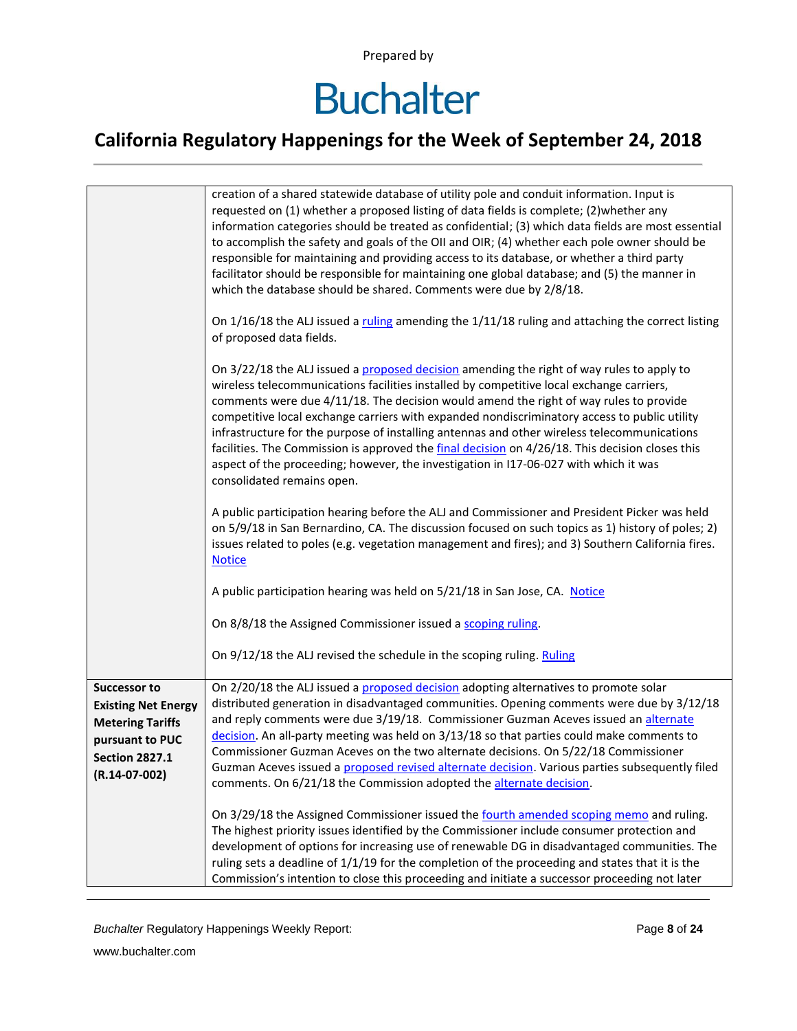Prepared by

# Buchalter

## California Regulatory Happenings for the Week of September 24, 2018

| | |
|---|---|
| | creation of a shared statewide database of utility pole and conduit information. Input is requested on (1) whether a proposed listing of data fields is complete; (2)whether any information categories should be treated as confidential; (3) which data fields are most essential to accomplish the safety and goals of the OII and OIR; (4) whether each pole owner should be responsible for maintaining and providing access to its database, or whether a third party facilitator should be responsible for maintaining one global database; and (5) the manner in which the database should be shared. Comments were due by 2/8/18.<br><br>On 1/16/18 the ALJ issued a ruling amending the 1/11/18 ruling and attaching the correct listing of proposed data fields.<br><br>On 3/22/18 the ALJ issued a proposed decision amending the right of way rules to apply to wireless telecommunications facilities installed by competitive local exchange carriers, comments were due 4/11/18. The decision would amend the right of way rules to provide competitive local exchange carriers with expanded nondiscriminatory access to public utility infrastructure for the purpose of installing antennas and other wireless telecommunications facilities. The Commission is approved the final decision on 4/26/18. This decision closes this aspect of the proceeding; however, the investigation in I17-06-027 with which it was consolidated remains open.<br><br>A public participation hearing before the ALJ and Commissioner and President Picker was held on 5/9/18 in San Bernardino, CA. The discussion focused on such topics as 1) history of poles; 2) issues related to poles (e.g. vegetation management and fires); and 3) Southern California fires. Notice<br><br>A public participation hearing was held on 5/21/18 in San Jose, CA. Notice<br><br>On 8/8/18 the Assigned Commissioner issued a scoping ruling.<br><br>On 9/12/18 the ALJ revised the schedule in the scoping ruling. Ruling |
| **Successor to Existing Net Energy Metering Tariffs pursuant to PUC Section 2827.1 (R.14-07-002)** | On 2/20/18 the ALJ issued a proposed decision adopting alternatives to promote solar distributed generation in disadvantaged communities. Opening comments were due by 3/12/18 and reply comments were due 3/19/18. Commissioner Guzman Aceves issued an alternate decision. An all-party meeting was held on 3/13/18 so that parties could make comments to Commissioner Guzman Aceves on the two alternate decisions. On 5/22/18 Commissioner Guzman Aceves issued a proposed revised alternate decision. Various parties subsequently filed comments. On 6/21/18 the Commission adopted the alternate decision.<br><br>On 3/29/18 the Assigned Commissioner issued the fourth amended scoping memo and ruling. The highest priority issues identified by the Commissioner include consumer protection and development of options for increasing use of renewable DG in disadvantaged communities. The ruling sets a deadline of 1/1/19 for the completion of the proceeding and states that it is the Commission's intention to close this proceeding and initiate a successor proceeding not later |

*Buchalter* Regulatory Happenings Weekly Report:

www.buchalter.com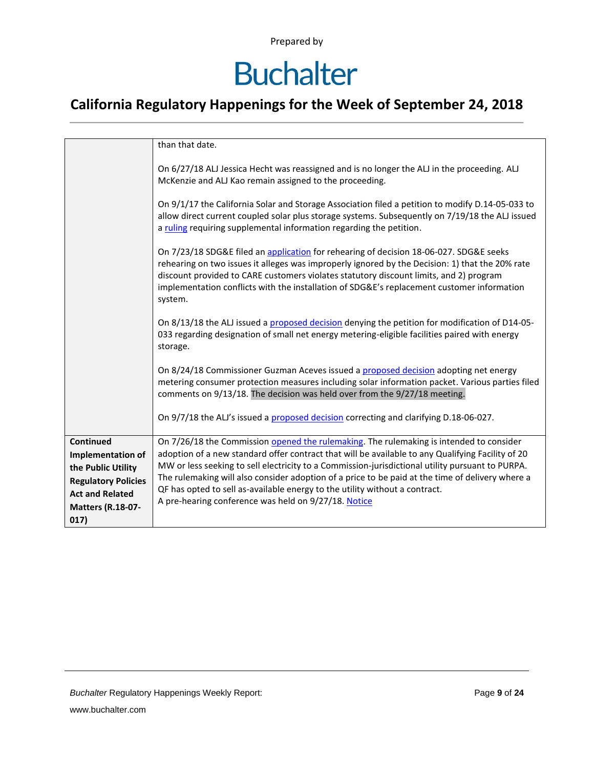| | |
|---|---|
| | than that date.<br><br>On 6/27/18 ALJ Jessica Hecht was reassigned and is no longer the ALJ in the proceeding. ALJ McKenzie and ALJ Kao remain assigned to the proceeding.<br><br>On 9/1/17 the California Solar and Storage Association filed a petition to modify D.14-05-033 to allow direct current coupled solar plus storage systems. Subsequently on 7/19/18 the ALJ issued a ruling requiring supplemental information regarding the petition.<br><br>On 7/23/18 SDG&E filed an application for rehearing of decision 18-06-027. SDG&E seeks rehearing on two issues it alleges was improperly ignored by the Decision: 1) that the 20% rate discount provided to CARE customers violates statutory discount limits, and 2) program implementation conflicts with the installation of SDG&E's replacement customer information system.<br><br>On 8/13/18 the ALJ issued a proposed decision denying the petition for modification of D14-05-033 regarding designation of small net energy metering-eligible facilities paired with energy storage.<br><br>On 8/24/18 Commissioner Guzman Aceves issued a proposed decision adopting net energy metering consumer protection measures including solar information packet. Various parties filed comments on 9/13/18. The decision was held over from the 9/27/18 meeting.<br><br>On 9/7/18 the ALJ's issued a proposed decision correcting and clarifying D.18-06-027. |
| **Continued Implementation of the Public Utility Regulatory Policies Act and Related Matters (R.18-07-017)** | On 7/26/18 the Commission opened the rulemaking. The rulemaking is intended to consider adoption of a new standard offer contract that will be available to any Qualifying Facility of 20 MW or less seeking to sell electricity to a Commission-jurisdictional utility pursuant to PURPA. The rulemaking will also consider adoption of a price to be paid at the time of delivery where a QF has opted to sell as-available energy to the utility without a contract.<br>A pre-hearing conference was held on 9/27/18. Notice |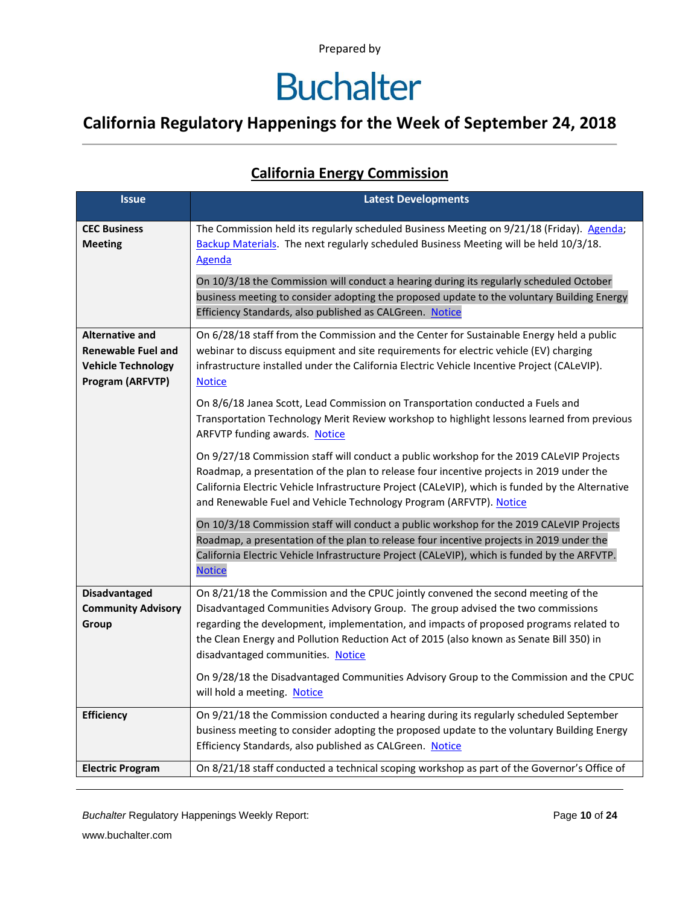Prepared by

# Buchalter

## California Regulatory Happenings for the Week of September 24, 2018

### California Energy Commission

| Issue | Latest Developments |
| --- | --- |
| **CEC Business Meeting** | The Commission held its regularly scheduled Business Meeting on 9/21/18 (Friday). Agenda; Backup Materials. The next regularly scheduled Business Meeting will be held 10/3/18. Agenda<br><br>On 10/3/18 the Commission will conduct a hearing during its regularly scheduled October business meeting to consider adopting the proposed update to the voluntary Building Energy Efficiency Standards, also published as CALGreen. Notice |
| **Alternative and Renewable Fuel and Vehicle Technology Program (ARFVTP)** | On 6/28/18 staff from the Commission and the Center for Sustainable Energy held a public webinar to discuss equipment and site requirements for electric vehicle (EV) charging infrastructure installed under the California Electric Vehicle Incentive Project (CALeVIP). Notice<br><br>On 8/6/18 Janea Scott, Lead Commission on Transportation conducted a Fuels and Transportation Technology Merit Review workshop to highlight lessons learned from previous ARFVTP funding awards. Notice<br><br>On 9/27/18 Commission staff will conduct a public workshop for the 2019 CALeVIP Projects Roadmap, a presentation of the plan to release four incentive projects in 2019 under the California Electric Vehicle Infrastructure Project (CALeVIP), which is funded by the Alternative and Renewable Fuel and Vehicle Technology Program (ARFVTP). Notice<br><br>On 10/3/18 Commission staff will conduct a public workshop for the 2019 CALeVIP Projects Roadmap, a presentation of the plan to release four incentive projects in 2019 under the California Electric Vehicle Infrastructure Project (CALeVIP), which is funded by the ARFVTP. Notice |
| **Disadvantaged Community Advisory Group** | On 8/21/18 the Commission and the CPUC jointly convened the second meeting of the Disadvantaged Communities Advisory Group. The group advised the two commissions regarding the development, implementation, and impacts of proposed programs related to the Clean Energy and Pollution Reduction Act of 2015 (also known as Senate Bill 350) in disadvantaged communities. Notice<br><br>On 9/28/18 the Disadvantaged Communities Advisory Group to the Commission and the CPUC will hold a meeting. Notice |
| **Efficiency** | On 9/21/18 the Commission conducted a hearing during its regularly scheduled September business meeting to consider adopting the proposed update to the voluntary Building Energy Efficiency Standards, also published as CALGreen. Notice |
| **Electric Program** | On 8/21/18 staff conducted a technical scoping workshop as part of the Governor's Office of |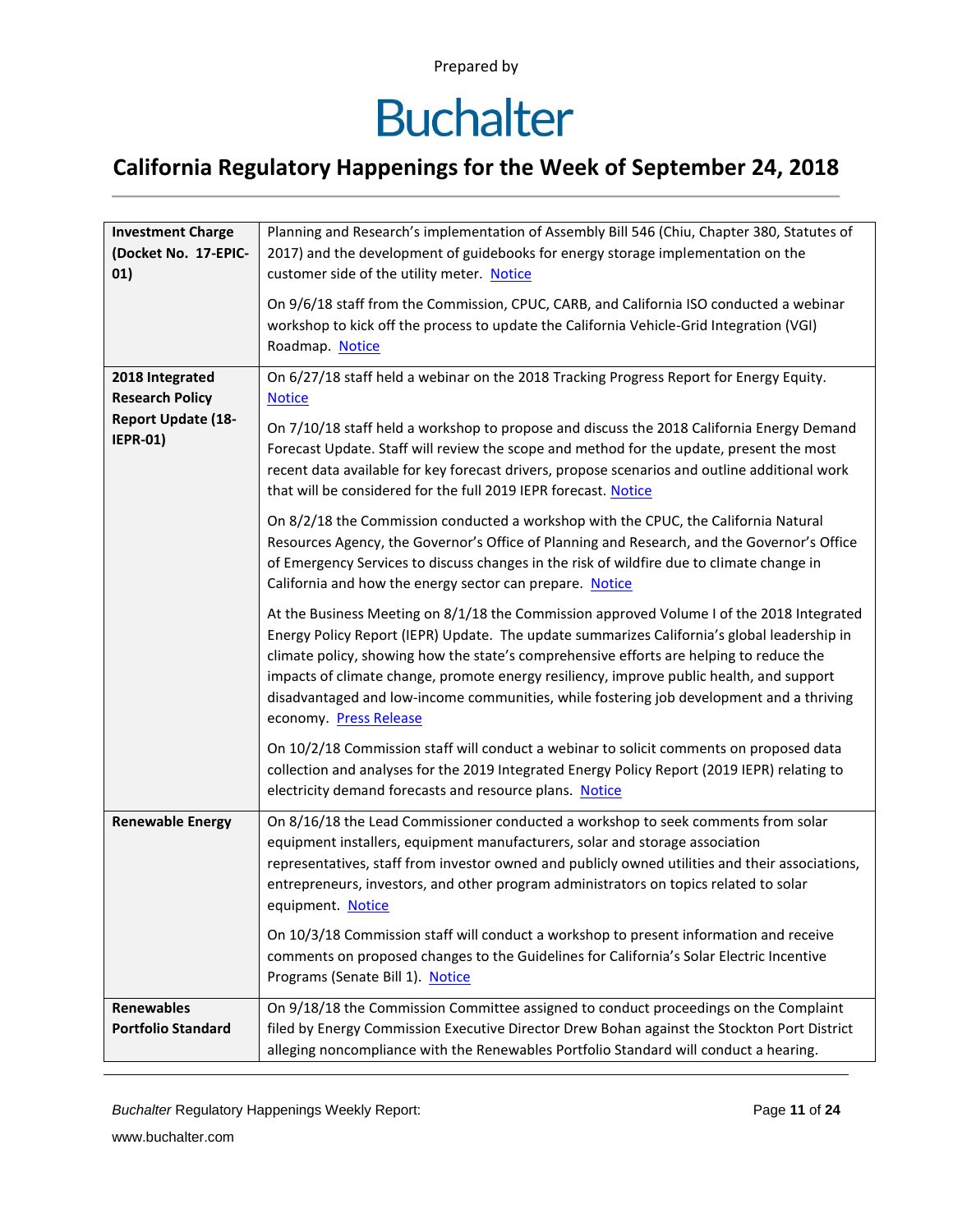Prepared by

# Buchalter

## California Regulatory Happenings for the Week of September 24, 2018

| | |
|---|---|
| **Investment Charge (Docket No. 17-EPIC-01)** | Planning and Research's implementation of Assembly Bill 546 (Chiu, Chapter 380, Statutes of 2017) and the development of guidebooks for energy storage implementation on the customer side of the utility meter. Notice<br><br>On 9/6/18 staff from the Commission, CPUC, CARB, and California ISO conducted a webinar workshop to kick off the process to update the California Vehicle-Grid Integration (VGI) Roadmap. Notice |
| **2018 Integrated Research Policy Report Update (18-IEPR-01)** | On 6/27/18 staff held a webinar on the 2018 Tracking Progress Report for Energy Equity. Notice<br><br>On 7/10/18 staff held a workshop to propose and discuss the 2018 California Energy Demand Forecast Update. Staff will review the scope and method for the update, present the most recent data available for key forecast drivers, propose scenarios and outline additional work that will be considered for the full 2019 IEPR forecast. Notice<br><br>On 8/2/18 the Commission conducted a workshop with the CPUC, the California Natural Resources Agency, the Governor's Office of Planning and Research, and the Governor's Office of Emergency Services to discuss changes in the risk of wildfire due to climate change in California and how the energy sector can prepare. Notice<br><br>At the Business Meeting on 8/1/18 the Commission approved Volume I of the 2018 Integrated Energy Policy Report (IEPR) Update. The update summarizes California's global leadership in climate policy, showing how the state's comprehensive efforts are helping to reduce the impacts of climate change, promote energy resiliency, improve public health, and support disadvantaged and low-income communities, while fostering job development and a thriving economy. Press Release<br><br>On 10/2/18 Commission staff will conduct a webinar to solicit comments on proposed data collection and analyses for the 2019 Integrated Energy Policy Report (2019 IEPR) relating to electricity demand forecasts and resource plans. Notice |
| **Renewable Energy** | On 8/16/18 the Lead Commissioner conducted a workshop to seek comments from solar equipment installers, equipment manufacturers, solar and storage association representatives, staff from investor owned and publicly owned utilities and their associations, entrepreneurs, investors, and other program administrators on topics related to solar equipment. Notice<br><br>On 10/3/18 Commission staff will conduct a workshop to present information and receive comments on proposed changes to the Guidelines for California's Solar Electric Incentive Programs (Senate Bill 1). Notice |
| **Renewables Portfolio Standard** | On 9/18/18 the Commission Committee assigned to conduct proceedings on the Complaint filed by Energy Commission Executive Director Drew Bohan against the Stockton Port District alleging noncompliance with the Renewables Portfolio Standard will conduct a hearing. |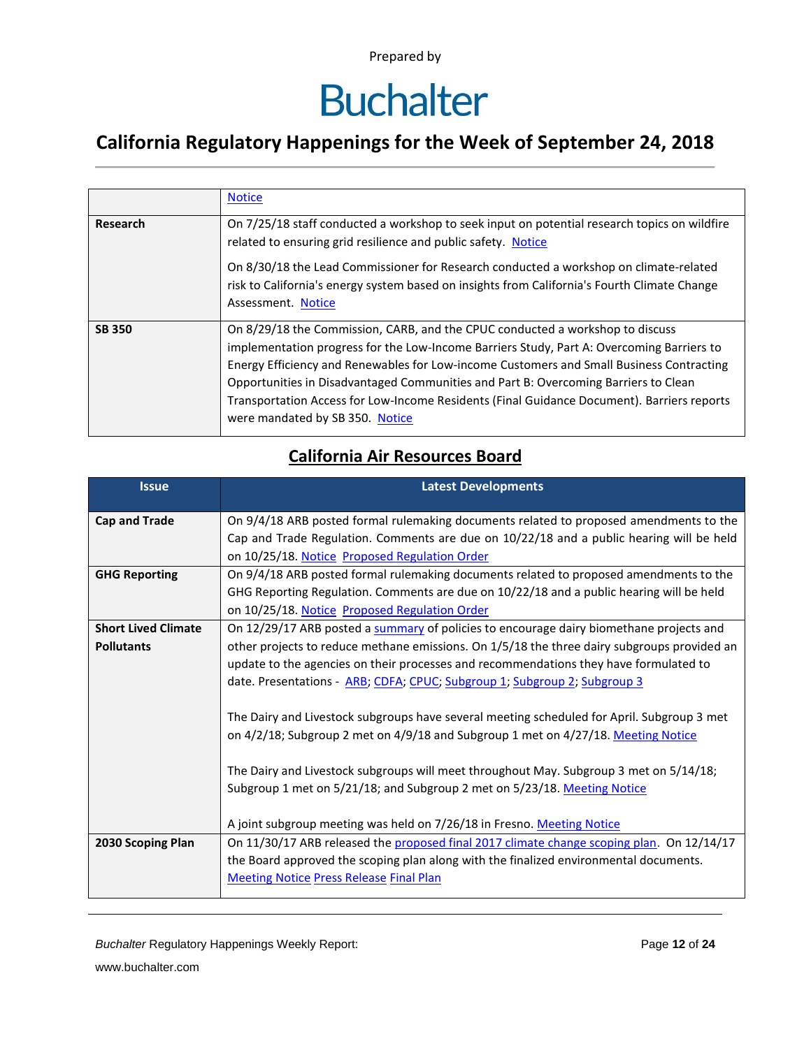|  | Notice |
|---|---|
| **Research** | On 7/25/18 staff conducted a workshop to seek input on potential research topics on wildfire related to ensuring grid resilience and public safety. Notice<br><br>On 8/30/18 the Lead Commissioner for Research conducted a workshop on climate-related risk to California's energy system based on insights from California's Fourth Climate Change Assessment. Notice |
| **SB 350** | On 8/29/18 the Commission, CARB, and the CPUC conducted a workshop to discuss implementation progress for the Low-Income Barriers Study, Part A: Overcoming Barriers to Energy Efficiency and Renewables for Low-income Customers and Small Business Contracting Opportunities in Disadvantaged Communities and Part B: Overcoming Barriers to Clean Transportation Access for Low-Income Residents (Final Guidance Document). Barriers reports were mandated by SB 350. Notice |

## California Air Resources Board

| Issue | Latest Developments |
|---|---|
| **Cap and Trade** | On 9/4/18 ARB posted formal rulemaking documents related to proposed amendments to the Cap and Trade Regulation. Comments are due on 10/22/18 and a public hearing will be held on 10/25/18. Notice Proposed Regulation Order |
| **GHG Reporting** | On 9/4/18 ARB posted formal rulemaking documents related to proposed amendments to the GHG Reporting Regulation. Comments are due on 10/22/18 and a public hearing will be held on 10/25/18. Notice Proposed Regulation Order |
| **Short Lived Climate Pollutants** | On 12/29/17 ARB posted a summary of policies to encourage dairy biomethane projects and other projects to reduce methane emissions. On 1/5/18 the three dairy subgroups provided an update to the agencies on their processes and recommendations they have formulated to date. Presentations - ARB; CDFA; CPUC; Subgroup 1; Subgroup 2; Subgroup 3<br><br>The Dairy and Livestock subgroups have several meeting scheduled for April. Subgroup 3 met on 4/2/18; Subgroup 2 met on 4/9/18 and Subgroup 1 met on 4/27/18. Meeting Notice<br><br>The Dairy and Livestock subgroups will meet throughout May. Subgroup 3 met on 5/14/18; Subgroup 1 met on 5/21/18; and Subgroup 2 met on 5/23/18. Meeting Notice<br><br>A joint subgroup meeting was held on 7/26/18 in Fresno. Meeting Notice |
| **2030 Scoping Plan** | On 11/30/17 ARB released the proposed final 2017 climate change scoping plan. On 12/14/17 the Board approved the scoping plan along with the finalized environmental documents. Meeting Notice Press Release Final Plan |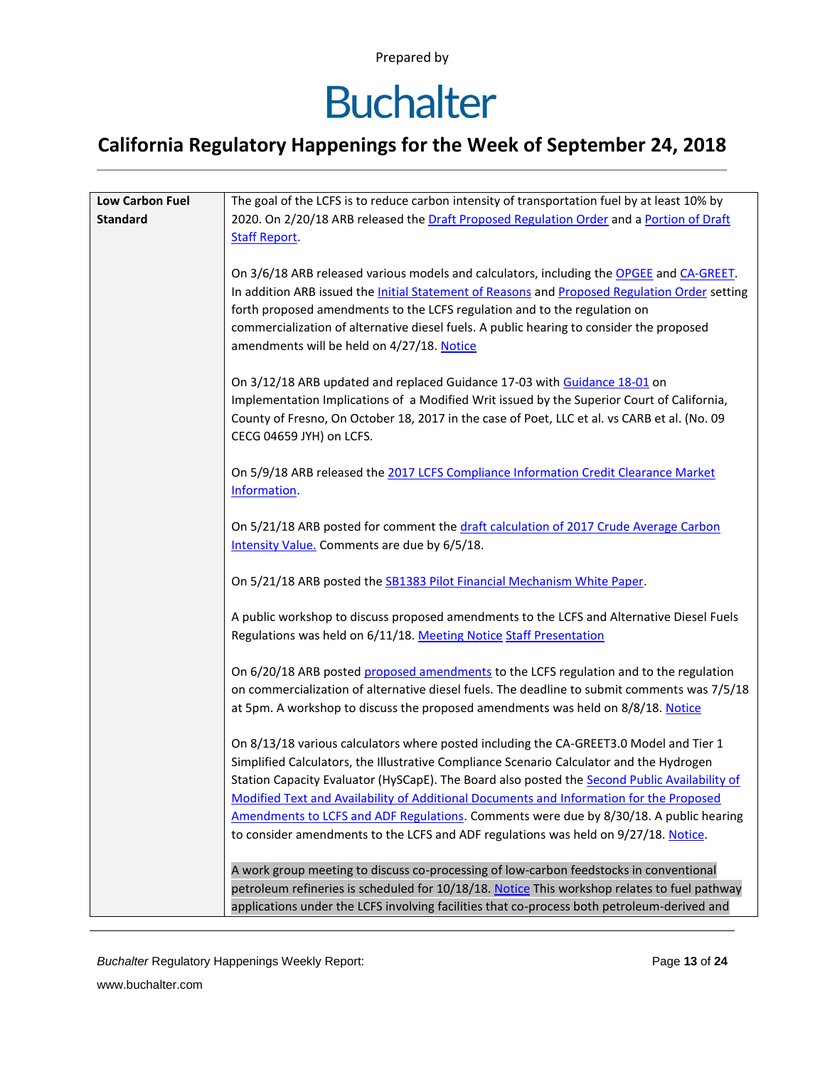Prepared by

# Buchalter

## California Regulatory Happenings for the Week of September 24, 2018

| Low Carbon Fuel Standard | The goal of the LCFS is to reduce carbon intensity of transportation fuel by at least 10% by 2020. On 2/20/18 ARB released the Draft Proposed Regulation Order and a Portion of Draft Staff Report.<br><br>On 3/6/18 ARB released various models and calculators, including the OPGEE and CA-GREET. In addition ARB issued the Initial Statement of Reasons and Proposed Regulation Order setting forth proposed amendments to the LCFS regulation and to the regulation on commercialization of alternative diesel fuels. A public hearing to consider the proposed amendments will be held on 4/27/18. Notice<br><br>On 3/12/18 ARB updated and replaced Guidance 17-03 with Guidance 18-01 on Implementation Implications of a Modified Writ issued by the Superior Court of California, County of Fresno, On October 18, 2017 in the case of Poet, LLC et al. vs CARB et al. (No. 09 CECG 04659 JYH) on LCFS.<br><br>On 5/9/18 ARB released the 2017 LCFS Compliance Information Credit Clearance Market Information.<br><br>On 5/21/18 ARB posted for comment the draft calculation of 2017 Crude Average Carbon Intensity Value. Comments are due by 6/5/18.<br><br>On 5/21/18 ARB posted the SB1383 Pilot Financial Mechanism White Paper.<br><br>A public workshop to discuss proposed amendments to the LCFS and Alternative Diesel Fuels Regulations was held on 6/11/18. Meeting Notice Staff Presentation<br><br>On 6/20/18 ARB posted proposed amendments to the LCFS regulation and to the regulation on commercialization of alternative diesel fuels. The deadline to submit comments was 7/5/18 at 5pm. A workshop to discuss the proposed amendments was held on 8/8/18. Notice<br><br>On 8/13/18 various calculators where posted including the CA-GREET3.0 Model and Tier 1 Simplified Calculators, the Illustrative Compliance Scenario Calculator and the Hydrogen Station Capacity Evaluator (HySCapE). The Board also posted the Second Public Availability of Modified Text and Availability of Additional Documents and Information for the Proposed Amendments to LCFS and ADF Regulations. Comments were due by 8/30/18. A public hearing to consider amendments to the LCFS and ADF regulations was held on 9/27/18. Notice.<br><br>A work group meeting to discuss co-processing of low-carbon feedstocks in conventional petroleum refineries is scheduled for 10/18/18. Notice This workshop relates to fuel pathway applications under the LCFS involving facilities that co-process both petroleum-derived and |
|---|---|

*Buchalter* Regulatory Happenings Weekly Report:

www.buchalter.com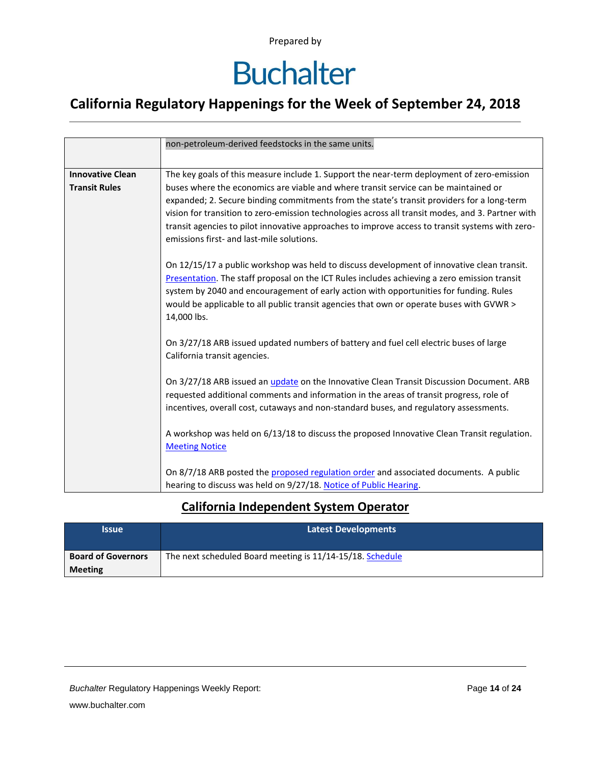|  | non-petroleum-derived feedstocks in the same units. |
|---|---|
| **Innovative Clean Transit Rules** | The key goals of this measure include 1. Support the near-term deployment of zero-emission buses where the economics are viable and where transit service can be maintained or expanded; 2. Secure binding commitments from the state's transit providers for a long-term vision for transition to zero-emission technologies across all transit modes, and 3. Partner with transit agencies to pilot innovative approaches to improve access to transit systems with zero-emissions first- and last-mile solutions.<br><br>On 12/15/17 a public workshop was held to discuss development of innovative clean transit. Presentation. The staff proposal on the ICT Rules includes achieving a zero emission transit system by 2040 and encouragement of early action with opportunities for funding. Rules would be applicable to all public transit agencies that own or operate buses with GVWR > 14,000 lbs.<br><br>On 3/27/18 ARB issued updated numbers of battery and fuel cell electric buses of large California transit agencies.<br><br>On 3/27/18 ARB issued an update on the Innovative Clean Transit Discussion Document. ARB requested additional comments and information in the areas of transit progress, role of incentives, overall cost, cutaways and non-standard buses, and regulatory assessments.<br><br>A workshop was held on 6/13/18 to discuss the proposed Innovative Clean Transit regulation. Meeting Notice<br><br>On 8/7/18 ARB posted the proposed regulation order and associated documents. A public hearing to discuss was held on 9/27/18. Notice of Public Hearing. |

## California Independent System Operator

| Issue | Latest Developments |
|---|---|
| **Board of Governors Meeting** | The next scheduled Board meeting is 11/14-15/18. Schedule |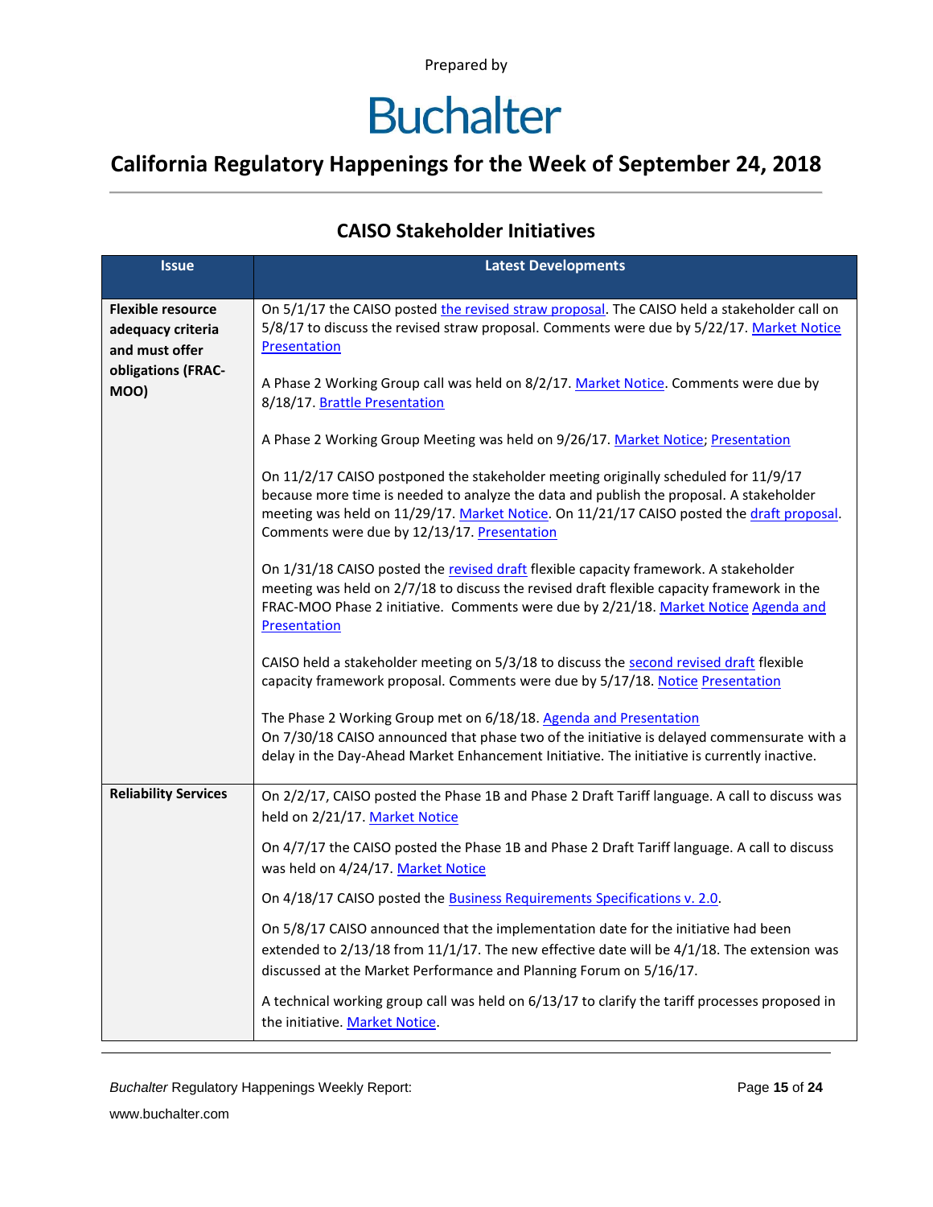Prepared by

Buchalter

## California Regulatory Happenings for the Week of September 24, 2018

### CAISO Stakeholder Initiatives

| Issue | Latest Developments |
| --- | --- |
| **Flexible resource adequacy criteria and must offer obligations (FRAC-MOO)** | On 5/1/17 the CAISO posted the revised straw proposal. The CAISO held a stakeholder call on 5/8/17 to discuss the revised straw proposal. Comments were due by 5/22/17. Market Notice Presentation<br><br>A Phase 2 Working Group call was held on 8/2/17. Market Notice. Comments were due by 8/18/17. Brattle Presentation<br><br>A Phase 2 Working Group Meeting was held on 9/26/17. Market Notice; Presentation<br><br>On 11/2/17 CAISO postponed the stakeholder meeting originally scheduled for 11/9/17 because more time is needed to analyze the data and publish the proposal. A stakeholder meeting was held on 11/29/17. Market Notice. On 11/21/17 CAISO posted the draft proposal. Comments were due by 12/13/17. Presentation<br><br>On 1/31/18 CAISO posted the revised draft flexible capacity framework. A stakeholder meeting was held on 2/7/18 to discuss the revised draft flexible capacity framework in the FRAC-MOO Phase 2 initiative. Comments were due by 2/21/18. Market Notice Agenda and Presentation<br><br>CAISO held a stakeholder meeting on 5/3/18 to discuss the second revised draft flexible capacity framework proposal. Comments were due by 5/17/18. Notice Presentation<br><br>The Phase 2 Working Group met on 6/18/18. Agenda and Presentation<br>On 7/30/18 CAISO announced that phase two of the initiative is delayed commensurate with a delay in the Day-Ahead Market Enhancement Initiative. The initiative is currently inactive. |
| **Reliability Services** | On 2/2/17, CAISO posted the Phase 1B and Phase 2 Draft Tariff language. A call to discuss was held on 2/21/17. Market Notice<br><br>On 4/7/17 the CAISO posted the Phase 1B and Phase 2 Draft Tariff language. A call to discuss was held on 4/24/17. Market Notice<br><br>On 4/18/17 CAISO posted the Business Requirements Specifications v. 2.0.<br><br>On 5/8/17 CAISO announced that the implementation date for the initiative had been extended to 2/13/18 from 11/1/17. The new effective date will be 4/1/18. The extension was discussed at the Market Performance and Planning Forum on 5/16/17.<br><br>A technical working group call was held on 6/13/17 to clarify the tariff processes proposed in the initiative. Market Notice. |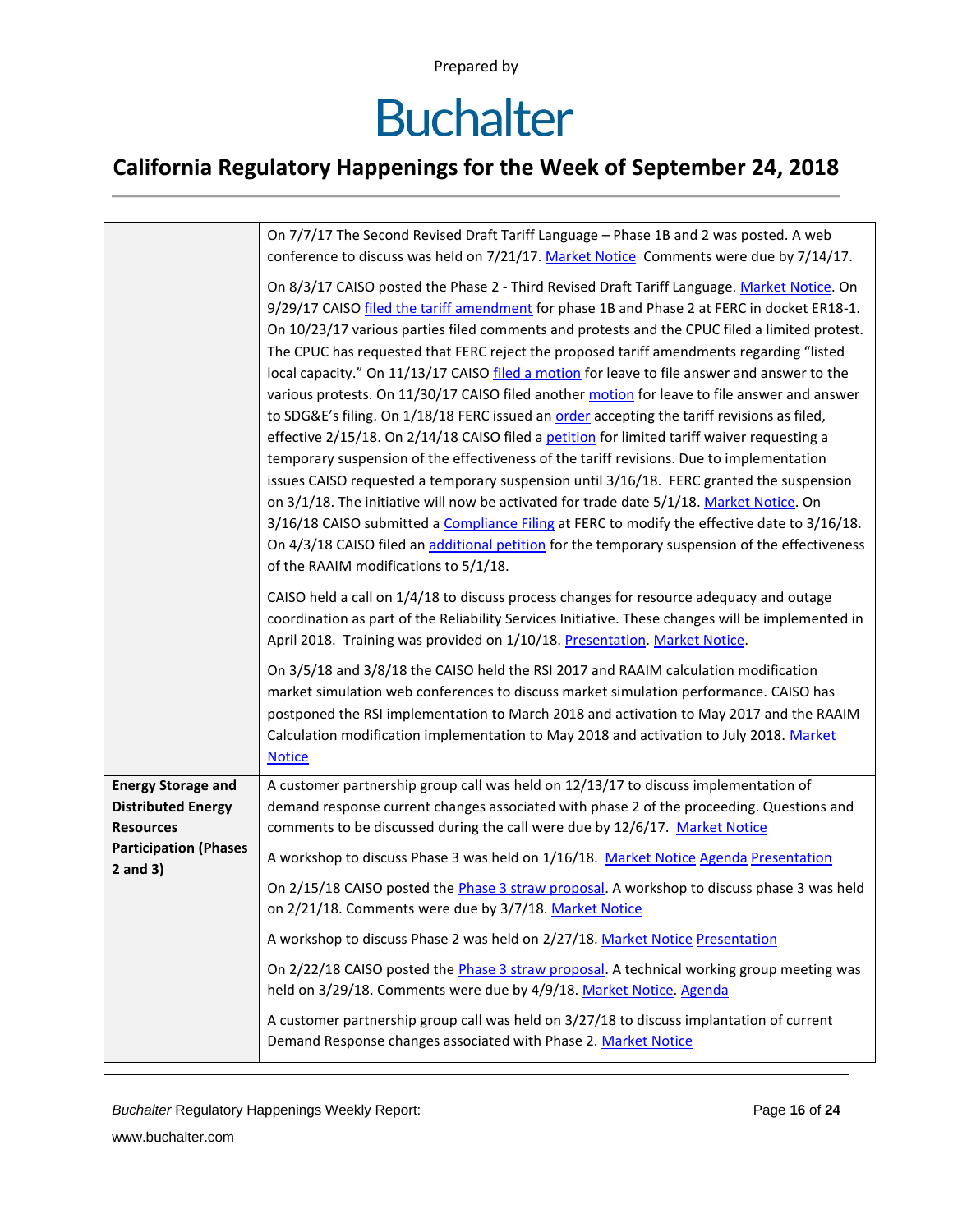| | |
|---|---|
| | On 7/7/17 The Second Revised Draft Tariff Language – Phase 1B and 2 was posted. A web conference to discuss was held on 7/21/17. Market Notice Comments were due by 7/14/17.<br><br>On 8/3/17 CAISO posted the Phase 2 - Third Revised Draft Tariff Language. Market Notice. On 9/29/17 CAISO filed the tariff amendment for phase 1B and Phase 2 at FERC in docket ER18-1. On 10/23/17 various parties filed comments and protests and the CPUC filed a limited protest. The CPUC has requested that FERC reject the proposed tariff amendments regarding "listed local capacity." On 11/13/17 CAISO filed a motion for leave to file answer and answer to the various protests. On 11/30/17 CAISO filed another motion for leave to file answer and answer to SDG&E's filing. On 1/18/18 FERC issued an order accepting the tariff revisions as filed, effective 2/15/18. On 2/14/18 CAISO filed a petition for limited tariff waiver requesting a temporary suspension of the effectiveness of the tariff revisions. Due to implementation issues CAISO requested a temporary suspension until 3/16/18. FERC granted the suspension on 3/1/18. The initiative will now be activated for trade date 5/1/18. Market Notice. On 3/16/18 CAISO submitted a Compliance Filing at FERC to modify the effective date to 3/16/18. On 4/3/18 CAISO filed an additional petition for the temporary suspension of the effectiveness of the RAAIM modifications to 5/1/18.<br><br>CAISO held a call on 1/4/18 to discuss process changes for resource adequacy and outage coordination as part of the Reliability Services Initiative. These changes will be implemented in April 2018. Training was provided on 1/10/18. Presentation. Market Notice.<br><br>On 3/5/18 and 3/8/18 the CAISO held the RSI 2017 and RAAIM calculation modification market simulation web conferences to discuss market simulation performance. CAISO has postponed the RSI implementation to March 2018 and activation to May 2017 and the RAAIM Calculation modification implementation to May 2018 and activation to July 2018. Market Notice |
| **Energy Storage and Distributed Energy Resources Participation (Phases 2 and 3)** | A customer partnership group call was held on 12/13/17 to discuss implementation of demand response current changes associated with phase 2 of the proceeding. Questions and comments to be discussed during the call were due by 12/6/17. Market Notice<br><br>A workshop to discuss Phase 3 was held on 1/16/18. Market Notice Agenda Presentation<br><br>On 2/15/18 CAISO posted the Phase 3 straw proposal. A workshop to discuss phase 3 was held on 2/21/18. Comments were due by 3/7/18. Market Notice<br><br>A workshop to discuss Phase 2 was held on 2/27/18. Market Notice Presentation<br><br>On 2/22/18 CAISO posted the Phase 3 straw proposal. A technical working group meeting was held on 3/29/18. Comments were due by 4/9/18. Market Notice. Agenda<br><br>A customer partnership group call was held on 3/27/18 to discuss implantation of current Demand Response changes associated with Phase 2. Market Notice |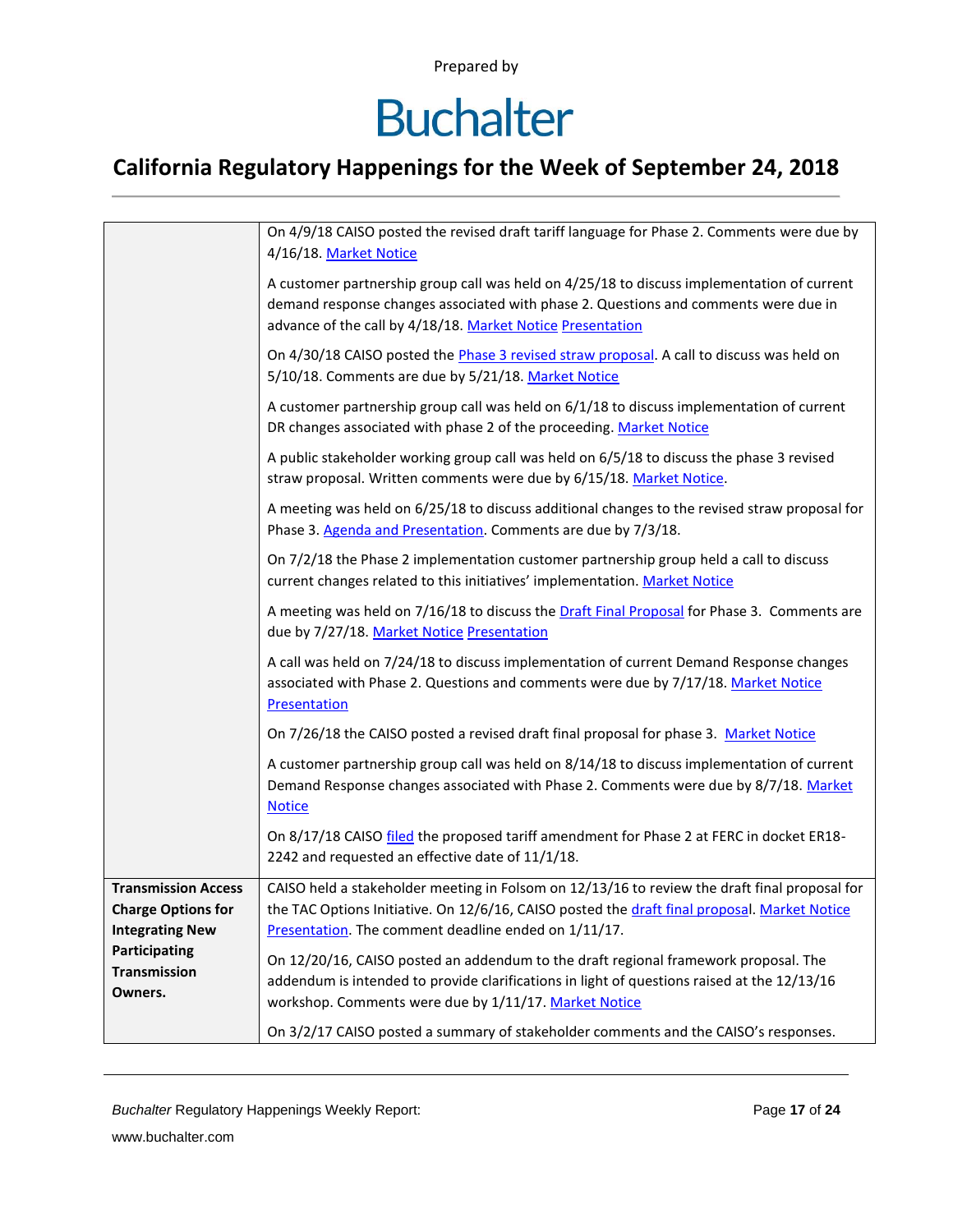| | |
|---|---|
| | On 4/9/18 CAISO posted the revised draft tariff language for Phase 2. Comments were due by 4/16/18. Market Notice<br><br>A customer partnership group call was held on 4/25/18 to discuss implementation of current demand response changes associated with phase 2. Questions and comments were due in advance of the call by 4/18/18. Market Notice Presentation<br><br>On 4/30/18 CAISO posted the Phase 3 revised straw proposal. A call to discuss was held on 5/10/18. Comments are due by 5/21/18. Market Notice<br><br>A customer partnership group call was held on 6/1/18 to discuss implementation of current DR changes associated with phase 2 of the proceeding. Market Notice<br><br>A public stakeholder working group call was held on 6/5/18 to discuss the phase 3 revised straw proposal. Written comments were due by 6/15/18. Market Notice.<br><br>A meeting was held on 6/25/18 to discuss additional changes to the revised straw proposal for Phase 3. Agenda and Presentation. Comments are due by 7/3/18.<br><br>On 7/2/18 the Phase 2 implementation customer partnership group held a call to discuss current changes related to this initiatives' implementation. Market Notice<br><br>A meeting was held on 7/16/18 to discuss the Draft Final Proposal for Phase 3. Comments are due by 7/27/18. Market Notice Presentation<br><br>A call was held on 7/24/18 to discuss implementation of current Demand Response changes associated with Phase 2. Questions and comments were due by 7/17/18. Market Notice Presentation<br><br>On 7/26/18 the CAISO posted a revised draft final proposal for phase 3. Market Notice<br><br>A customer partnership group call was held on 8/14/18 to discuss implementation of current Demand Response changes associated with Phase 2. Comments were due by 8/7/18. Market Notice<br><br>On 8/17/18 CAISO filed the proposed tariff amendment for Phase 2 at FERC in docket ER18-2242 and requested an effective date of 11/1/18. |
| **Transmission Access Charge Options for Integrating New Participating Transmission Owners.** | CAISO held a stakeholder meeting in Folsom on 12/13/16 to review the draft final proposal for the TAC Options Initiative. On 12/6/16, CAISO posted the draft final proposal. Market Notice Presentation. The comment deadline ended on 1/11/17.<br><br>On 12/20/16, CAISO posted an addendum to the draft regional framework proposal. The addendum is intended to provide clarifications in light of questions raised at the 12/13/16 workshop. Comments were due by 1/11/17. Market Notice<br><br>On 3/2/17 CAISO posted a summary of stakeholder comments and the CAISO's responses. |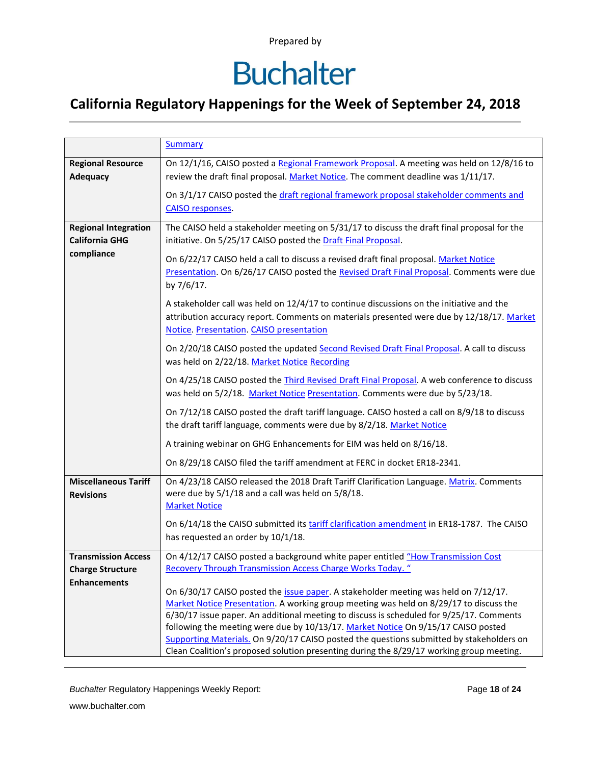Prepared by

# Buchalter

## California Regulatory Happenings for the Week of September 24, 2018

| | Summary |
|---|---|
| **Regional Resource Adequacy** | On 12/1/16, CAISO posted a Regional Framework Proposal. A meeting was held on 12/8/16 to review the draft final proposal. Market Notice. The comment deadline was 1/11/17.<br><br>On 3/1/17 CAISO posted the draft regional framework proposal stakeholder comments and CAISO responses. |
| **Regional Integration California GHG compliance** | The CAISO held a stakeholder meeting on 5/31/17 to discuss the draft final proposal for the initiative. On 5/25/17 CAISO posted the Draft Final Proposal.<br><br>On 6/22/17 CAISO held a call to discuss a revised draft final proposal. Market Notice Presentation. On 6/26/17 CAISO posted the Revised Draft Final Proposal. Comments were due by 7/6/17.<br><br>A stakeholder call was held on 12/4/17 to continue discussions on the initiative and the attribution accuracy report. Comments on materials presented were due by 12/18/17. Market Notice. Presentation. CAISO presentation<br><br>On 2/20/18 CAISO posted the updated Second Revised Draft Final Proposal. A call to discuss was held on 2/22/18. Market Notice Recording<br><br>On 4/25/18 CAISO posted the Third Revised Draft Final Proposal. A web conference to discuss was held on 5/2/18. Market Notice Presentation. Comments were due by 5/23/18.<br><br>On 7/12/18 CAISO posted the draft tariff language. CAISO hosted a call on 8/9/18 to discuss the draft tariff language, comments were due by 8/2/18. Market Notice<br><br>A training webinar on GHG Enhancements for EIM was held on 8/16/18.<br><br>On 8/29/18 CAISO filed the tariff amendment at FERC in docket ER18-2341. |
| **Miscellaneous Tariff Revisions** | On 4/23/18 CAISO released the 2018 Draft Tariff Clarification Language. Matrix. Comments were due by 5/1/18 and a call was held on 5/8/18.<br>Market Notice<br><br>On 6/14/18 the CAISO submitted its tariff clarification amendment in ER18-1787. The CAISO has requested an order by 10/1/18. |
| **Transmission Access Charge Structure Enhancements** | On 4/12/17 CAISO posted a background white paper entitled "How Transmission Cost Recovery Through Transmission Access Charge Works Today. "<br><br>On 6/30/17 CAISO posted the issue paper. A stakeholder meeting was held on 7/12/17. Market Notice Presentation. A working group meeting was held on 8/29/17 to discuss the 6/30/17 issue paper. An additional meeting to discuss is scheduled for 9/25/17. Comments following the meeting were due by 10/13/17. Market Notice On 9/15/17 CAISO posted Supporting Materials. On 9/20/17 CAISO posted the questions submitted by stakeholders on Clean Coalition's proposed solution presenting during the 8/29/17 working group meeting. |

*Buchalter* Regulatory Happenings Weekly Report:

www.buchalter.com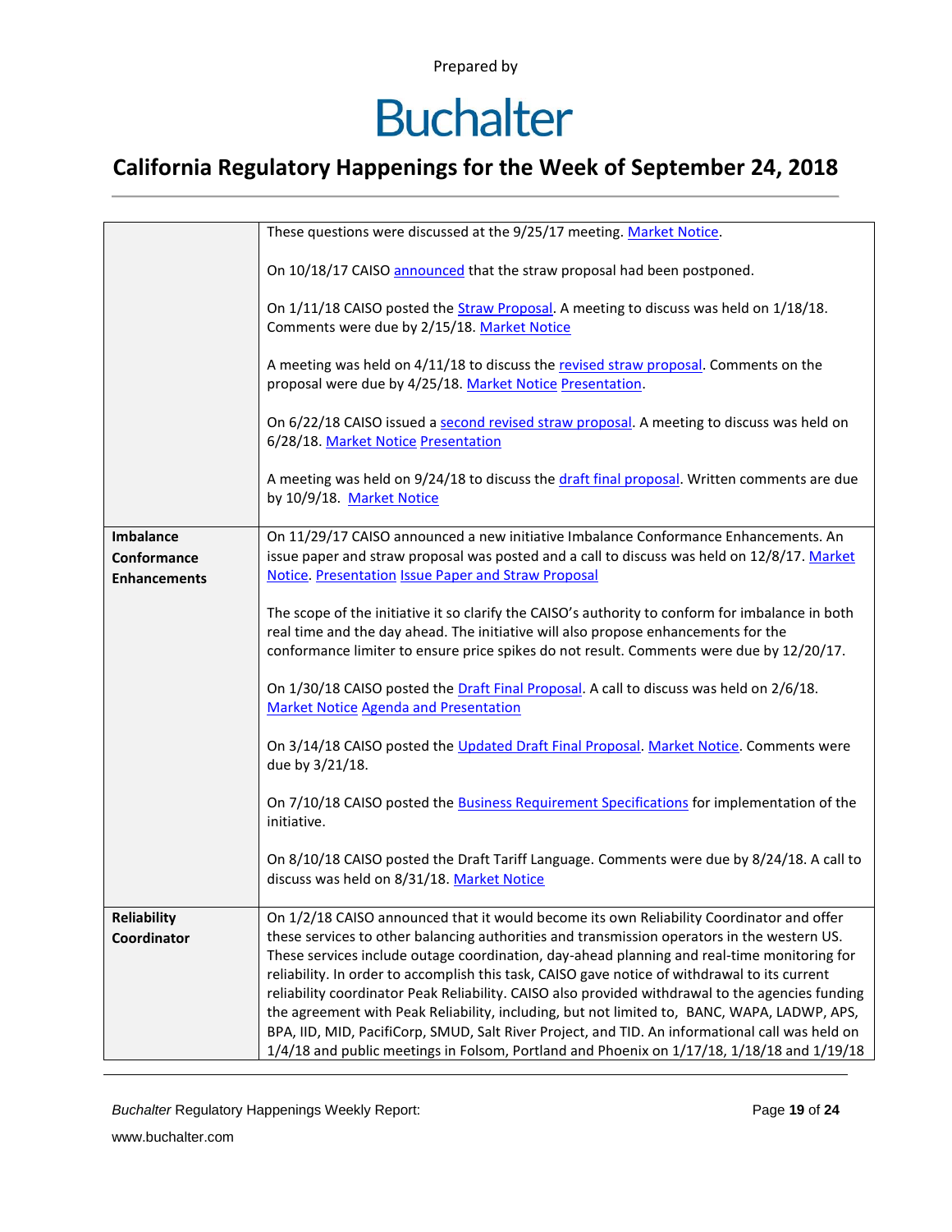| | |
|---|---|
| | These questions were discussed at the 9/25/17 meeting. Market Notice.<br><br>On 10/18/17 CAISO announced that the straw proposal had been postponed.<br><br>On 1/11/18 CAISO posted the Straw Proposal. A meeting to discuss was held on 1/18/18. Comments were due by 2/15/18. Market Notice<br><br>A meeting was held on 4/11/18 to discuss the revised straw proposal. Comments on the proposal were due by 4/25/18. Market Notice Presentation.<br><br>On 6/22/18 CAISO issued a second revised straw proposal. A meeting to discuss was held on 6/28/18. Market Notice Presentation<br><br>A meeting was held on 9/24/18 to discuss the draft final proposal. Written comments are due by 10/9/18. Market Notice |
| **Imbalance Conformance Enhancements** | On 11/29/17 CAISO announced a new initiative Imbalance Conformance Enhancements. An issue paper and straw proposal was posted and a call to discuss was held on 12/8/17. Market Notice. Presentation Issue Paper and Straw Proposal<br><br>The scope of the initiative it so clarify the CAISO's authority to conform for imbalance in both real time and the day ahead. The initiative will also propose enhancements for the conformance limiter to ensure price spikes do not result. Comments were due by 12/20/17.<br><br>On 1/30/18 CAISO posted the Draft Final Proposal. A call to discuss was held on 2/6/18. Market Notice Agenda and Presentation<br><br>On 3/14/18 CAISO posted the Updated Draft Final Proposal. Market Notice. Comments were due by 3/21/18.<br><br>On 7/10/18 CAISO posted the Business Requirement Specifications for implementation of the initiative.<br><br>On 8/10/18 CAISO posted the Draft Tariff Language. Comments were due by 8/24/18. A call to discuss was held on 8/31/18. Market Notice |
| **Reliability Coordinator** | On 1/2/18 CAISO announced that it would become its own Reliability Coordinator and offer these services to other balancing authorities and transmission operators in the western US. These services include outage coordination, day-ahead planning and real-time monitoring for reliability. In order to accomplish this task, CAISO gave notice of withdrawal to its current reliability coordinator Peak Reliability. CAISO also provided withdrawal to the agencies funding the agreement with Peak Reliability, including, but not limited to, BANC, WAPA, LADWP, APS, BPA, IID, MID, PacifiCorp, SMUD, Salt River Project, and TID. An informational call was held on 1/4/18 and public meetings in Folsom, Portland and Phoenix on 1/17/18, 1/18/18 and 1/19/18 |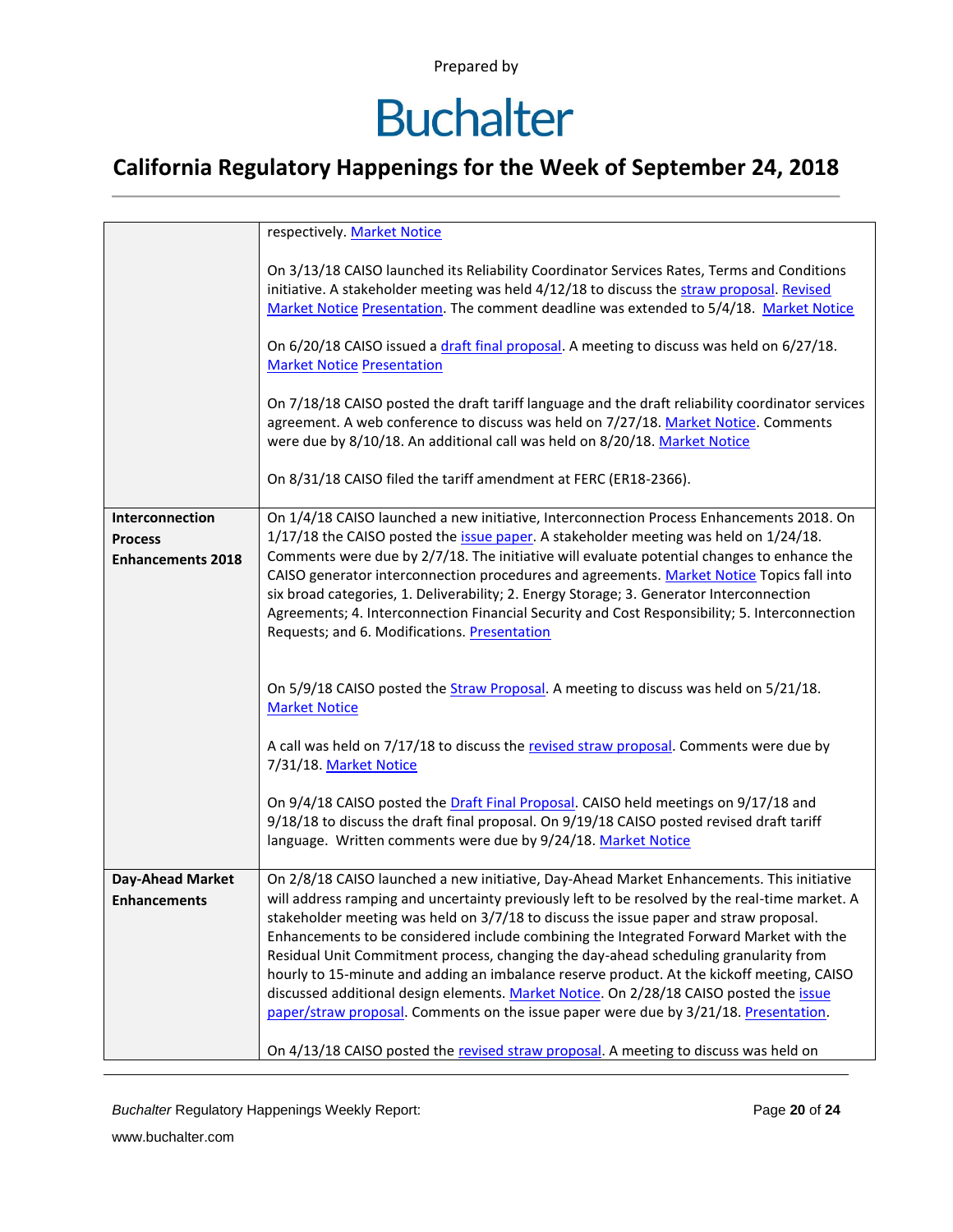| | |
|---|---|
| | respectively. Market Notice<br><br>On 3/13/18 CAISO launched its Reliability Coordinator Services Rates, Terms and Conditions initiative. A stakeholder meeting was held 4/12/18 to discuss the straw proposal. Revised Market Notice Presentation. The comment deadline was extended to 5/4/18. Market Notice<br><br>On 6/20/18 CAISO issued a draft final proposal. A meeting to discuss was held on 6/27/18. Market Notice Presentation<br><br>On 7/18/18 CAISO posted the draft tariff language and the draft reliability coordinator services agreement. A web conference to discuss was held on 7/27/18. Market Notice. Comments were due by 8/10/18. An additional call was held on 8/20/18. Market Notice<br><br>On 8/31/18 CAISO filed the tariff amendment at FERC (ER18-2366). |
| **Interconnection Process Enhancements 2018** | On 1/4/18 CAISO launched a new initiative, Interconnection Process Enhancements 2018. On 1/17/18 the CAISO posted the issue paper. A stakeholder meeting was held on 1/24/18. Comments were due by 2/7/18. The initiative will evaluate potential changes to enhance the CAISO generator interconnection procedures and agreements. Market Notice Topics fall into six broad categories, 1. Deliverability; 2. Energy Storage; 3. Generator Interconnection Agreements; 4. Interconnection Financial Security and Cost Responsibility; 5. Interconnection Requests; and 6. Modifications. Presentation<br><br>On 5/9/18 CAISO posted the Straw Proposal. A meeting to discuss was held on 5/21/18. Market Notice<br><br>A call was held on 7/17/18 to discuss the revised straw proposal. Comments were due by 7/31/18. Market Notice<br><br>On 9/4/18 CAISO posted the Draft Final Proposal. CAISO held meetings on 9/17/18 and 9/18/18 to discuss the draft final proposal. On 9/19/18 CAISO posted revised draft tariff language. Written comments were due by 9/24/18. Market Notice |
| **Day-Ahead Market Enhancements** | On 2/8/18 CAISO launched a new initiative, Day-Ahead Market Enhancements. This initiative will address ramping and uncertainty previously left to be resolved by the real-time market. A stakeholder meeting was held on 3/7/18 to discuss the issue paper and straw proposal. Enhancements to be considered include combining the Integrated Forward Market with the Residual Unit Commitment process, changing the day-ahead scheduling granularity from hourly to 15-minute and adding an imbalance reserve product. At the kickoff meeting, CAISO discussed additional design elements. Market Notice. On 2/28/18 CAISO posted the issue paper/straw proposal. Comments on the issue paper were due by 3/21/18. Presentation.<br><br>On 4/13/18 CAISO posted the revised straw proposal. A meeting to discuss was held on |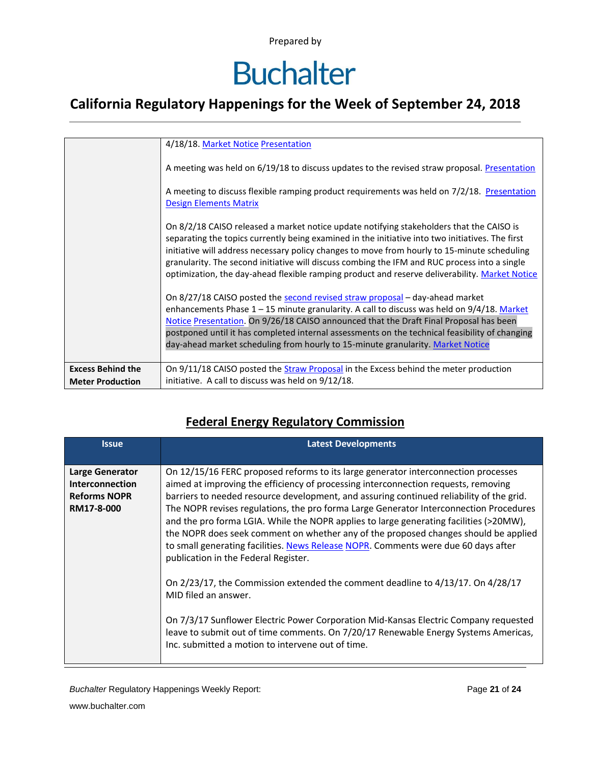| | |
|---|---|
| | 4/18/18. Market Notice Presentation<br><br>A meeting was held on 6/19/18 to discuss updates to the revised straw proposal. Presentation<br><br>A meeting to discuss flexible ramping product requirements was held on 7/2/18. Presentation Design Elements Matrix<br><br>On 8/2/18 CAISO released a market notice update notifying stakeholders that the CAISO is separating the topics currently being examined in the initiative into two initiatives. The first initiative will address necessary policy changes to move from hourly to 15-minute scheduling granularity. The second initiative will discuss combing the IFM and RUC process into a single optimization, the day-ahead flexible ramping product and reserve deliverability. Market Notice<br><br>On 8/27/18 CAISO posted the second revised straw proposal – day-ahead market enhancements Phase 1 – 15 minute granularity. A call to discuss was held on 9/4/18. Market Notice Presentation. On 9/26/18 CAISO announced that the Draft Final Proposal has been postponed until it has completed internal assessments on the technical feasibility of changing day-ahead market scheduling from hourly to 15-minute granularity. Market Notice |
| **Excess Behind the Meter Production** | On 9/11/18 CAISO posted the Straw Proposal in the Excess behind the meter production initiative. A call to discuss was held on 9/12/18. |

## Federal Energy Regulatory Commission

| Issue | Latest Developments |
|---|---|
| **Large Generator Interconnection Reforms NOPR RM17-8-000** | On 12/15/16 FERC proposed reforms to its large generator interconnection processes aimed at improving the efficiency of processing interconnection requests, removing barriers to needed resource development, and assuring continued reliability of the grid. The NOPR revises regulations, the pro forma Large Generator Interconnection Procedures and the pro forma LGIA. While the NOPR applies to large generating facilities (>20MW), the NOPR does seek comment on whether any of the proposed changes should be applied to small generating facilities. News Release NOPR. Comments were due 60 days after publication in the Federal Register.<br><br>On 2/23/17, the Commission extended the comment deadline to 4/13/17. On 4/28/17 MID filed an answer.<br><br>On 7/3/17 Sunflower Electric Power Corporation Mid-Kansas Electric Company requested leave to submit out of time comments. On 7/20/17 Renewable Energy Systems Americas, Inc. submitted a motion to intervene out of time. |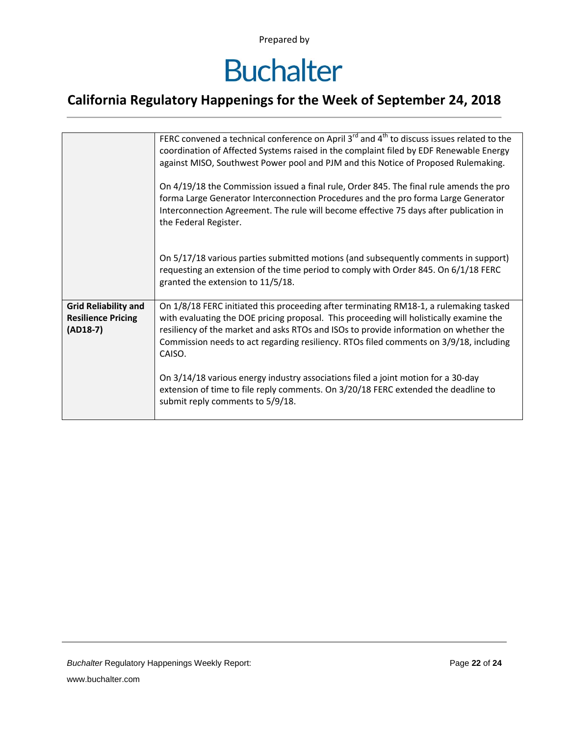Prepared by

# Buchalter

## California Regulatory Happenings for the Week of September 24, 2018

| | |
|---|---|
| | FERC convened a technical conference on April 3rd and 4th to discuss issues related to the coordination of Affected Systems raised in the complaint filed by EDF Renewable Energy against MISO, Southwest Power pool and PJM and this Notice of Proposed Rulemaking.<br><br>On 4/19/18 the Commission issued a final rule, Order 845. The final rule amends the pro forma Large Generator Interconnection Procedures and the pro forma Large Generator Interconnection Agreement. The rule will become effective 75 days after publication in the Federal Register.<br><br>On 5/17/18 various parties submitted motions (and subsequently comments in support) requesting an extension of the time period to comply with Order 845. On 6/1/18 FERC granted the extension to 11/5/18. |
| **Grid Reliability and Resilience Pricing (AD18-7)** | On 1/8/18 FERC initiated this proceeding after terminating RM18-1, a rulemaking tasked with evaluating the DOE pricing proposal. This proceeding will holistically examine the resiliency of the market and asks RTOs and ISOs to provide information on whether the Commission needs to act regarding resiliency. RTOs filed comments on 3/9/18, including CAISO.<br><br>On 3/14/18 various energy industry associations filed a joint motion for a 30-day extension of time to file reply comments. On 3/20/18 FERC extended the deadline to submit reply comments to 5/9/18. |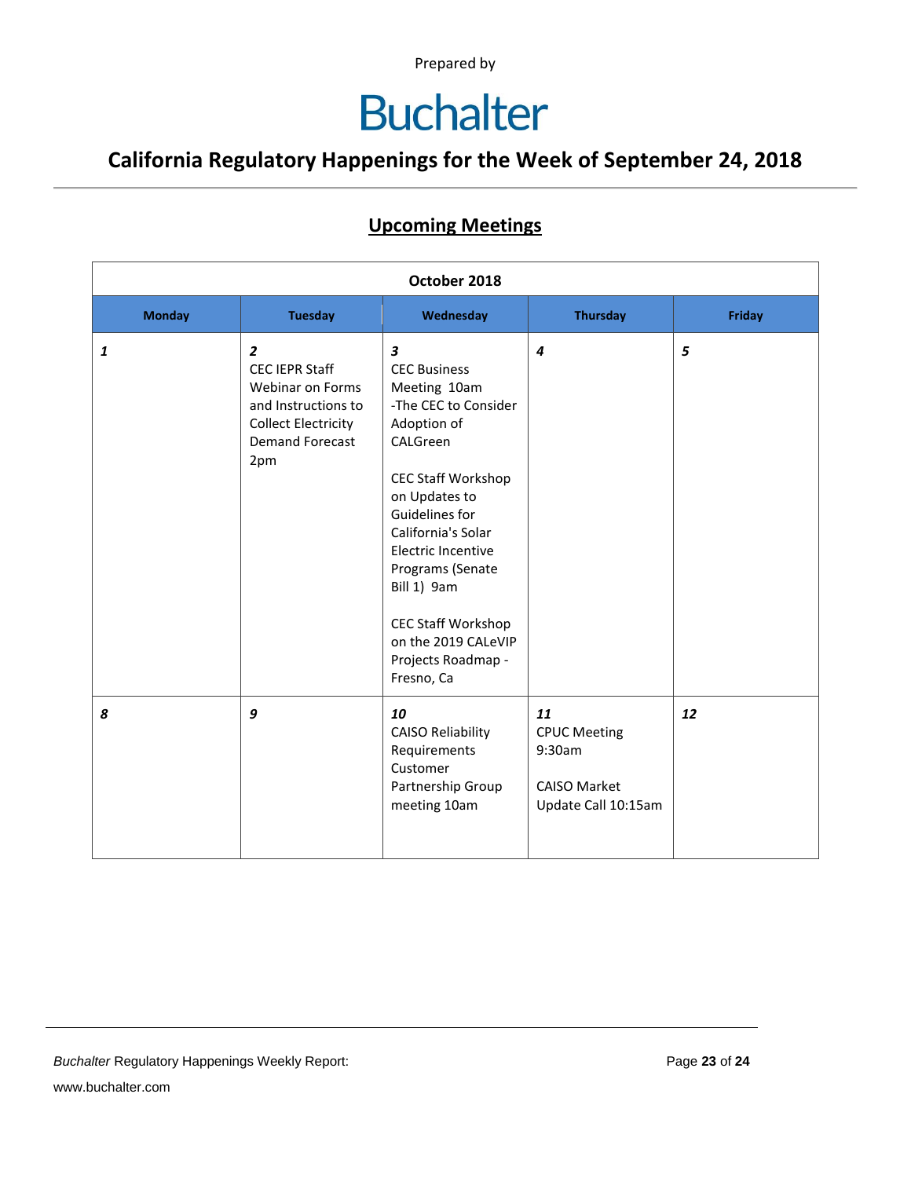Prepared by

# Buchalter

## California Regulatory Happenings for the Week of September 24, 2018

### Upcoming Meetings

| October 2018 | | | | |
|---|---|---|---|---|
| **Monday** | **Tuesday** | **Wednesday** | **Thursday** | **Friday** |
| ***1*** | ***2*** CEC IEPR Staff Webinar on Forms and Instructions to Collect Electricity Demand Forecast 2pm | ***3*** CEC Business Meeting 10am -The CEC to Consider Adoption of CALGreen<br><br>CEC Staff Workshop on Updates to Guidelines for California's Solar Electric Incentive Programs (Senate Bill 1) 9am<br><br>CEC Staff Workshop on the 2019 CALeVIP Projects Roadmap - Fresno, Ca | ***4*** | ***5*** |
| ***8*** | ***9*** | ***10*** CAISO Reliability Requirements Customer Partnership Group meeting 10am | ***11*** CPUC Meeting 9:30am<br><br>CAISO Market Update Call 10:15am | ***12*** |

*Buchalter* Regulatory Happenings Weekly Report:

www.buchalter.com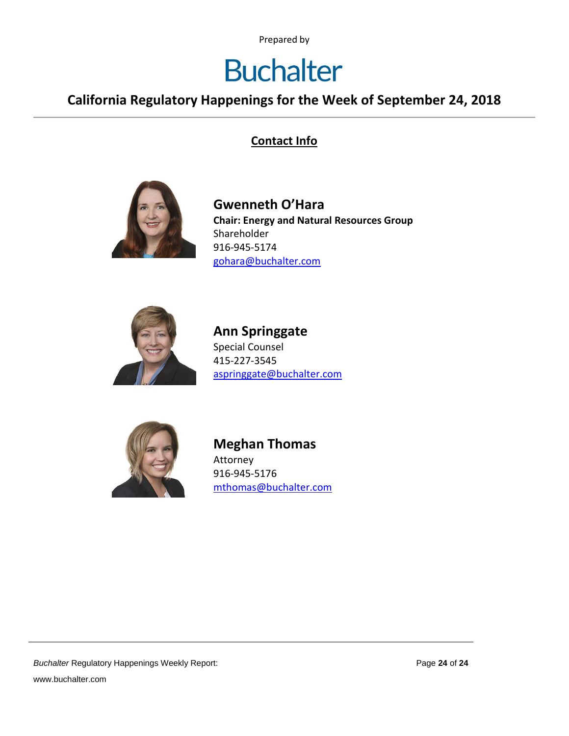Prepared by

# Buchalter

## California Regulatory Happenings for the Week of September 24, 2018

---

### Contact Info

**Gwenneth O'Hara**
**Chair: Energy and Natural Resources Group**
Shareholder
916-945-5174
gohara@buchalter.com

**Ann Springgate**
Special Counsel
415-227-3545
aspringgate@buchalter.com

**Meghan Thomas**
Attorney
916-945-5176
mthomas@buchalter.com